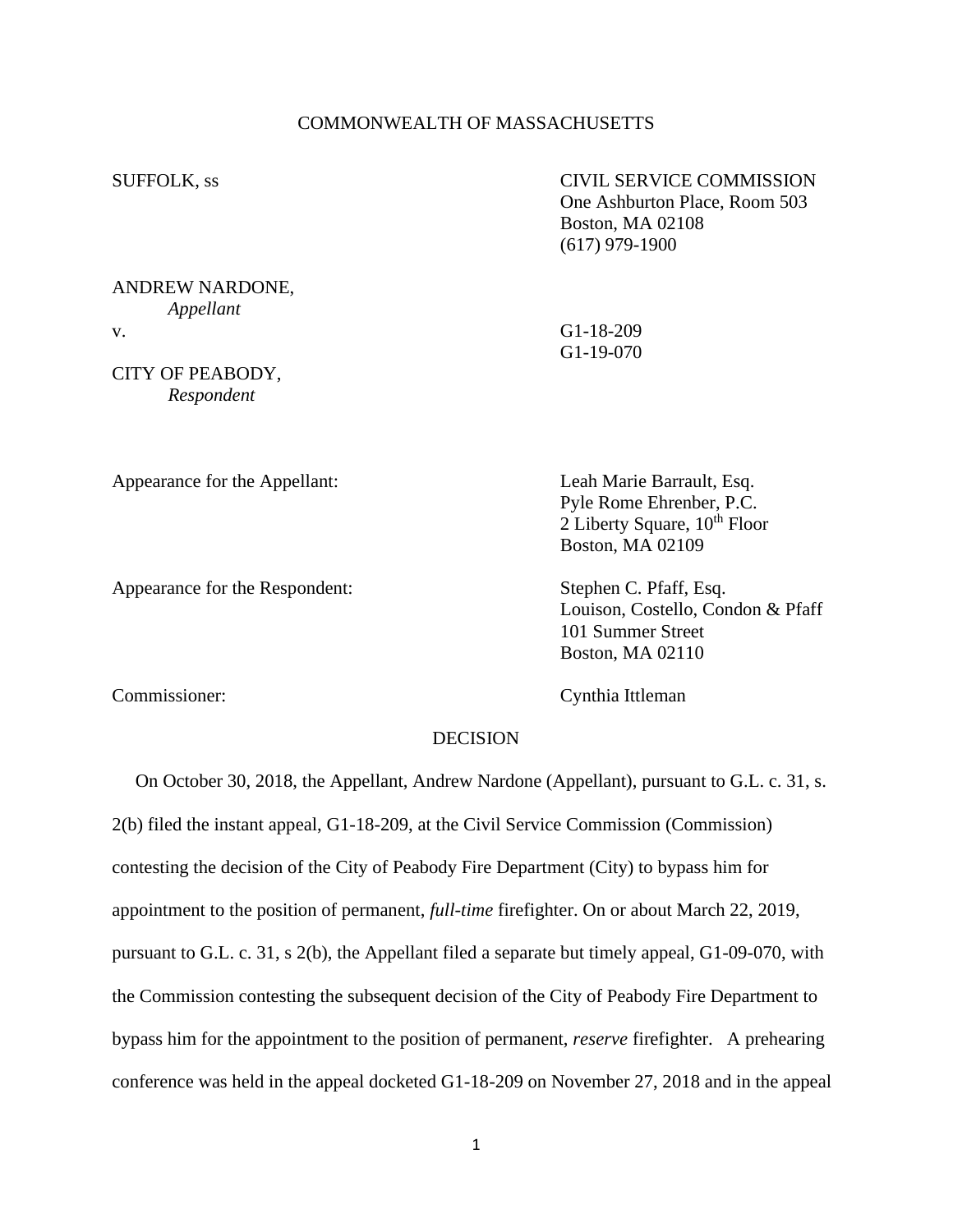COMMONWEALTH OF MASSACHUSETTS

SUFFOLK, ss

CIVIL SERVICE COMMISSION
One Ashburton Place, Room 503
Boston, MA 02108
(617) 979-1900

ANDREW NARDONE,
*Appellant*

v.

G1-18-209
G1-19-070

CITY OF PEABODY,
*Respondent*

Appearance for the Appellant:

Leah Marie Barrault, Esq.
Pyle Rome Ehrenber, P.C.
2 Liberty Square, 10th Floor
Boston, MA 02109

Appearance for the Respondent:

Stephen C. Pfaff, Esq.
Louison, Costello, Condon & Pfaff
101 Summer Street
Boston, MA 02110

Commissioner:

Cynthia Ittleman

DECISION

On October 30, 2018, the Appellant, Andrew Nardone (Appellant), pursuant to G.L. c. 31, s. 2(b) filed the instant appeal, G1-18-209, at the Civil Service Commission (Commission) contesting the decision of the City of Peabody Fire Department (City) to bypass him for appointment to the position of permanent, *full-time* firefighter. On or about March 22, 2019, pursuant to G.L. c. 31, s 2(b), the Appellant filed a separate but timely appeal, G1-09-070, with the Commission contesting the subsequent decision of the City of Peabody Fire Department to bypass him for the appointment to the position of permanent, *reserve* firefighter. A prehearing conference was held in the appeal docketed G1-18-209 on November 27, 2018 and in the appeal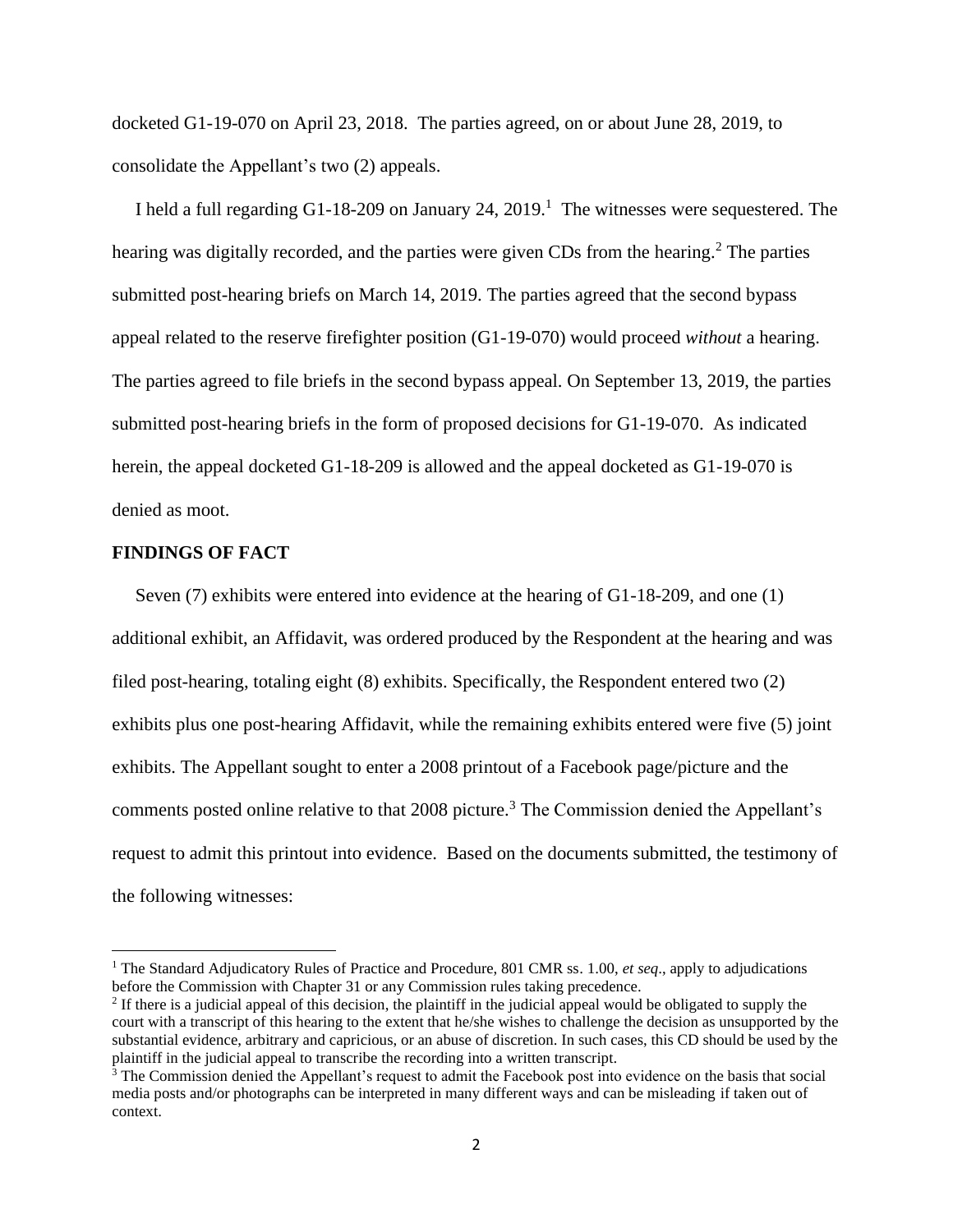docketed G1-19-070 on April 23, 2018. The parties agreed, on or about June 28, 2019, to consolidate the Appellant's two (2) appeals.

I held a full regarding G1-18-209 on January 24, 2019.[1] The witnesses were sequestered. The hearing was digitally recorded, and the parties were given CDs from the hearing.[2] The parties submitted post-hearing briefs on March 14, 2019. The parties agreed that the second bypass appeal related to the reserve firefighter position (G1-19-070) would proceed *without* a hearing. The parties agreed to file briefs in the second bypass appeal. On September 13, 2019, the parties submitted post-hearing briefs in the form of proposed decisions for G1-19-070. As indicated herein, the appeal docketed G1-18-209 is allowed and the appeal docketed as G1-19-070 is denied as moot.

**FINDINGS OF FACT**

Seven (7) exhibits were entered into evidence at the hearing of G1-18-209, and one (1) additional exhibit, an Affidavit, was ordered produced by the Respondent at the hearing and was filed post-hearing, totaling eight (8) exhibits. Specifically, the Respondent entered two (2) exhibits plus one post-hearing Affidavit, while the remaining exhibits entered were five (5) joint exhibits. The Appellant sought to enter a 2008 printout of a Facebook page/picture and the comments posted online relative to that 2008 picture.[3] The Commission denied the Appellant's request to admit this printout into evidence. Based on the documents submitted, the testimony of the following witnesses:

---

[1] The Standard Adjudicatory Rules of Practice and Procedure, 801 CMR ss. 1.00, *et seq*., apply to adjudications before the Commission with Chapter 31 or any Commission rules taking precedence.

[2] If there is a judicial appeal of this decision, the plaintiff in the judicial appeal would be obligated to supply the court with a transcript of this hearing to the extent that he/she wishes to challenge the decision as unsupported by the substantial evidence, arbitrary and capricious, or an abuse of discretion. In such cases, this CD should be used by the plaintiff in the judicial appeal to transcribe the recording into a written transcript.

[3] The Commission denied the Appellant's request to admit the Facebook post into evidence on the basis that social media posts and/or photographs can be interpreted in many different ways and can be misleading if taken out of context.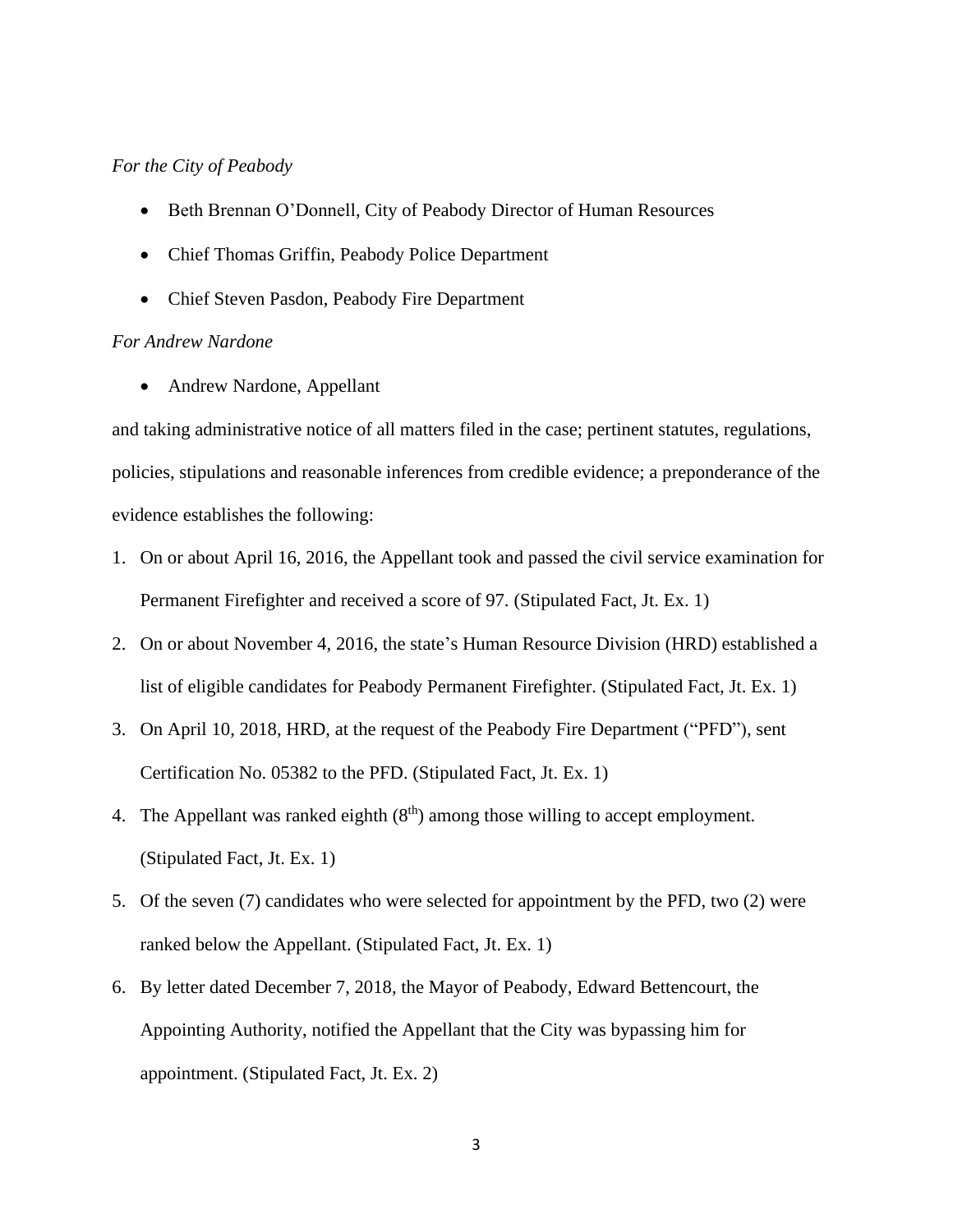*For the City of Peabody*

- Beth Brennan O'Donnell, City of Peabody Director of Human Resources
- Chief Thomas Griffin, Peabody Police Department
- Chief Steven Pasdon, Peabody Fire Department

*For Andrew Nardone*

- Andrew Nardone, Appellant

and taking administrative notice of all matters filed in the case; pertinent statutes, regulations, policies, stipulations and reasonable inferences from credible evidence; a preponderance of the evidence establishes the following:

1. On or about April 16, 2016, the Appellant took and passed the civil service examination for Permanent Firefighter and received a score of 97. (Stipulated Fact, Jt. Ex. 1)
2. On or about November 4, 2016, the state's Human Resource Division (HRD) established a list of eligible candidates for Peabody Permanent Firefighter. (Stipulated Fact, Jt. Ex. 1)
3. On April 10, 2018, HRD, at the request of the Peabody Fire Department ("PFD"), sent Certification No. 05382 to the PFD. (Stipulated Fact, Jt. Ex. 1)
4. The Appellant was ranked eighth (8th) among those willing to accept employment. (Stipulated Fact, Jt. Ex. 1)
5. Of the seven (7) candidates who were selected for appointment by the PFD, two (2) were ranked below the Appellant. (Stipulated Fact, Jt. Ex. 1)
6. By letter dated December 7, 2018, the Mayor of Peabody, Edward Bettencourt, the Appointing Authority, notified the Appellant that the City was bypassing him for appointment. (Stipulated Fact, Jt. Ex. 2)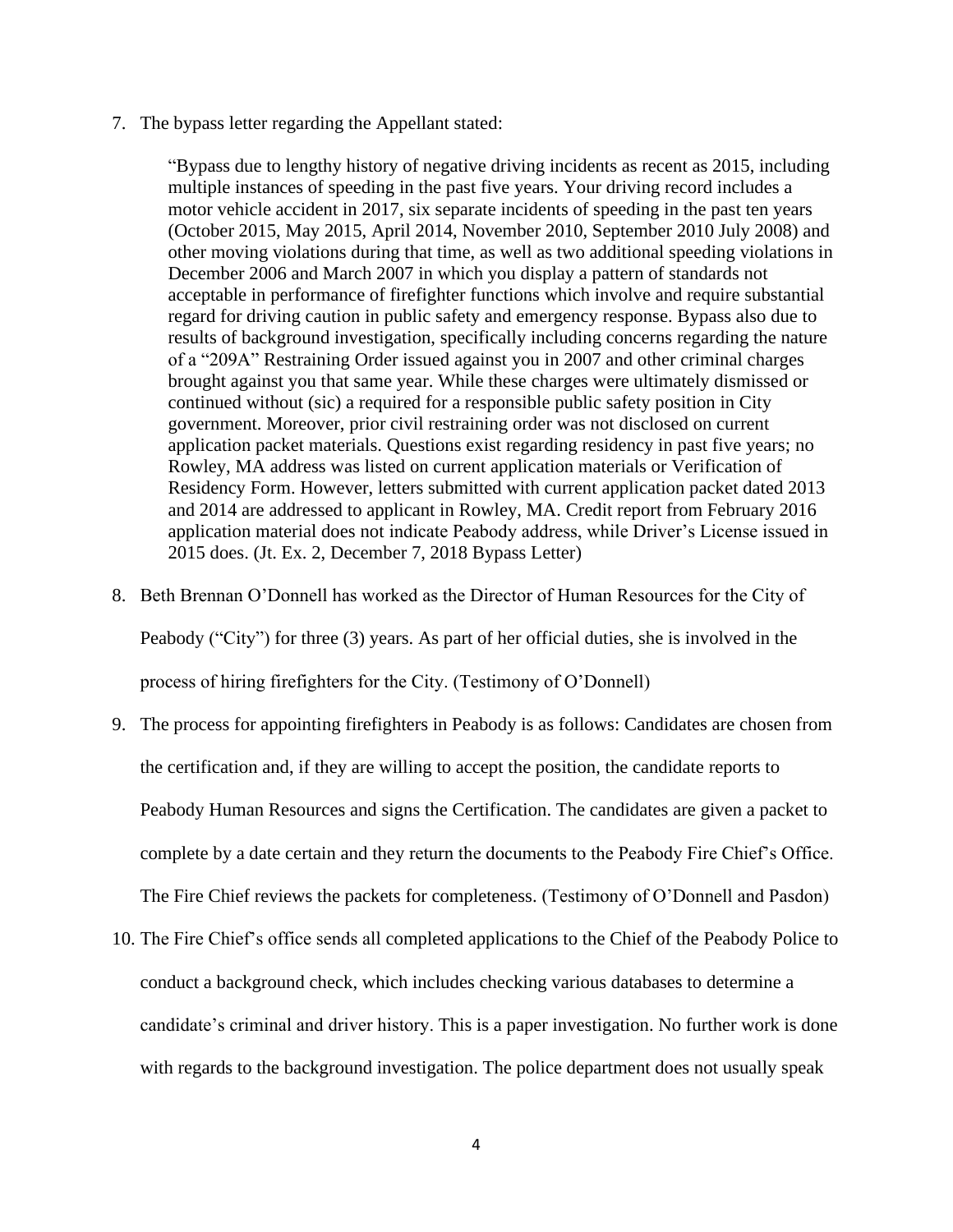7. The bypass letter regarding the Appellant stated:

   "Bypass due to lengthy history of negative driving incidents as recent as 2015, including multiple instances of speeding in the past five years. Your driving record includes a motor vehicle accident in 2017, six separate incidents of speeding in the past ten years (October 2015, May 2015, April 2014, November 2010, September 2010 July 2008) and other moving violations during that time, as well as two additional speeding violations in December 2006 and March 2007 in which you display a pattern of standards not acceptable in performance of firefighter functions which involve and require substantial regard for driving caution in public safety and emergency response. Bypass also due to results of background investigation, specifically including concerns regarding the nature of a "209A" Restraining Order issued against you in 2007 and other criminal charges brought against you that same year. While these charges were ultimately dismissed or continued without (sic) a required for a responsible public safety position in City government. Moreover, prior civil restraining order was not disclosed on current application packet materials. Questions exist regarding residency in past five years; no Rowley, MA address was listed on current application materials or Verification of Residency Form. However, letters submitted with current application packet dated 2013 and 2014 are addressed to applicant in Rowley, MA. Credit report from February 2016 application material does not indicate Peabody address, while Driver's License issued in 2015 does. (Jt. Ex. 2, December 7, 2018 Bypass Letter)

8. Beth Brennan O'Donnell has worked as the Director of Human Resources for the City of Peabody ("City") for three (3) years. As part of her official duties, she is involved in the process of hiring firefighters for the City. (Testimony of O'Donnell)

9. The process for appointing firefighters in Peabody is as follows: Candidates are chosen from the certification and, if they are willing to accept the position, the candidate reports to Peabody Human Resources and signs the Certification. The candidates are given a packet to complete by a date certain and they return the documents to the Peabody Fire Chief's Office. The Fire Chief reviews the packets for completeness. (Testimony of O'Donnell and Pasdon)

10. The Fire Chief's office sends all completed applications to the Chief of the Peabody Police to conduct a background check, which includes checking various databases to determine a candidate's criminal and driver history. This is a paper investigation. No further work is done with regards to the background investigation. The police department does not usually speak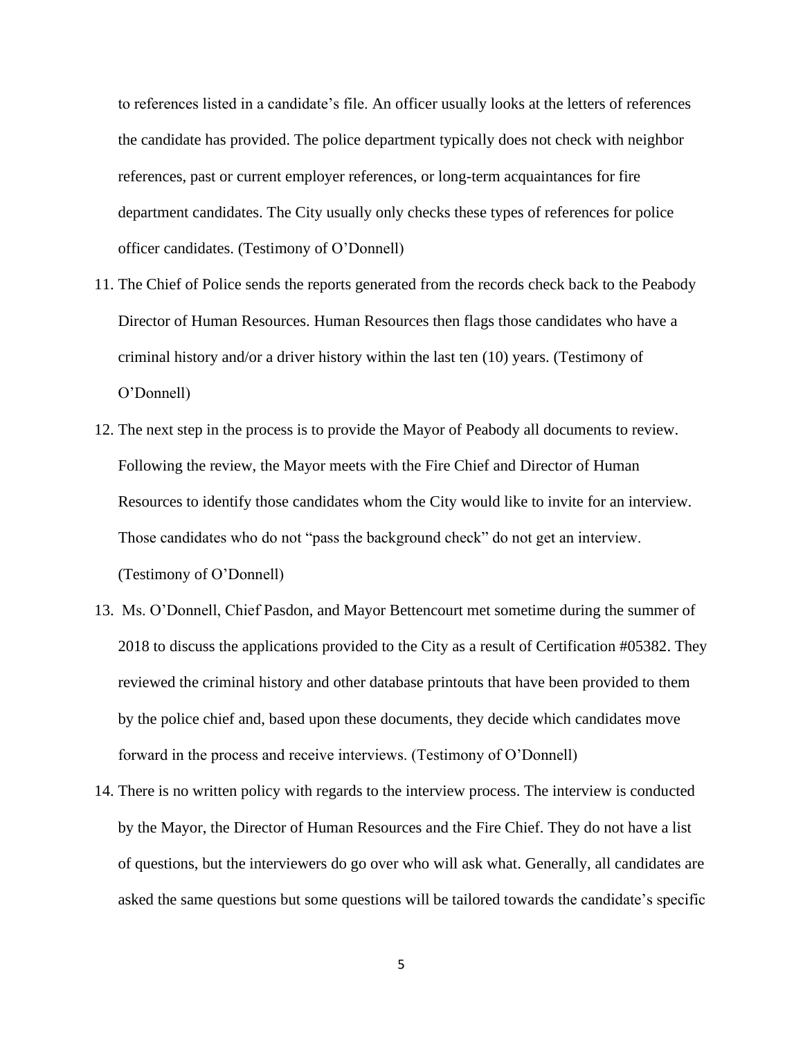to references listed in a candidate's file. An officer usually looks at the letters of references the candidate has provided. The police department typically does not check with neighbor references, past or current employer references, or long-term acquaintances for fire department candidates. The City usually only checks these types of references for police officer candidates. (Testimony of O'Donnell)

11. The Chief of Police sends the reports generated from the records check back to the Peabody Director of Human Resources. Human Resources then flags those candidates who have a criminal history and/or a driver history within the last ten (10) years. (Testimony of O'Donnell)
12. The next step in the process is to provide the Mayor of Peabody all documents to review. Following the review, the Mayor meets with the Fire Chief and Director of Human Resources to identify those candidates whom the City would like to invite for an interview. Those candidates who do not "pass the background check" do not get an interview. (Testimony of O'Donnell)
13. Ms. O'Donnell, Chief Pasdon, and Mayor Bettencourt met sometime during the summer of 2018 to discuss the applications provided to the City as a result of Certification #05382. They reviewed the criminal history and other database printouts that have been provided to them by the police chief and, based upon these documents, they decide which candidates move forward in the process and receive interviews. (Testimony of O'Donnell)
14. There is no written policy with regards to the interview process. The interview is conducted by the Mayor, the Director of Human Resources and the Fire Chief. They do not have a list of questions, but the interviewers do go over who will ask what. Generally, all candidates are asked the same questions but some questions will be tailored towards the candidate's specific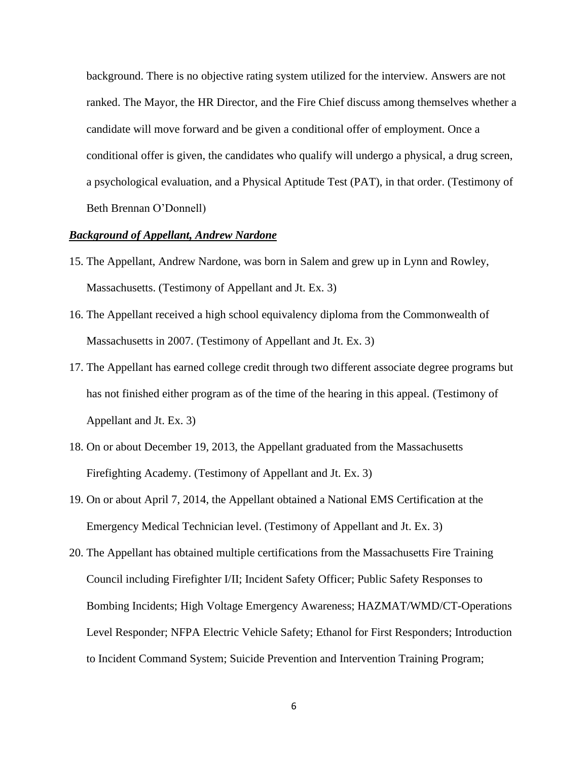background. There is no objective rating system utilized for the interview. Answers are not ranked. The Mayor, the HR Director, and the Fire Chief discuss among themselves whether a candidate will move forward and be given a conditional offer of employment. Once a conditional offer is given, the candidates who qualify will undergo a physical, a drug screen, a psychological evaluation, and a Physical Aptitude Test (PAT), in that order. (Testimony of Beth Brennan O'Donnell)

***Background of Appellant, Andrew Nardone***

15. The Appellant, Andrew Nardone, was born in Salem and grew up in Lynn and Rowley, Massachusetts. (Testimony of Appellant and Jt. Ex. 3)
16. The Appellant received a high school equivalency diploma from the Commonwealth of Massachusetts in 2007. (Testimony of Appellant and Jt. Ex. 3)
17. The Appellant has earned college credit through two different associate degree programs but has not finished either program as of the time of the hearing in this appeal. (Testimony of Appellant and Jt. Ex. 3)
18. On or about December 19, 2013, the Appellant graduated from the Massachusetts Firefighting Academy. (Testimony of Appellant and Jt. Ex. 3)
19. On or about April 7, 2014, the Appellant obtained a National EMS Certification at the Emergency Medical Technician level. (Testimony of Appellant and Jt. Ex. 3)
20. The Appellant has obtained multiple certifications from the Massachusetts Fire Training Council including Firefighter I/II; Incident Safety Officer; Public Safety Responses to Bombing Incidents; High Voltage Emergency Awareness; HAZMAT/WMD/CT-Operations Level Responder; NFPA Electric Vehicle Safety; Ethanol for First Responders; Introduction to Incident Command System; Suicide Prevention and Intervention Training Program;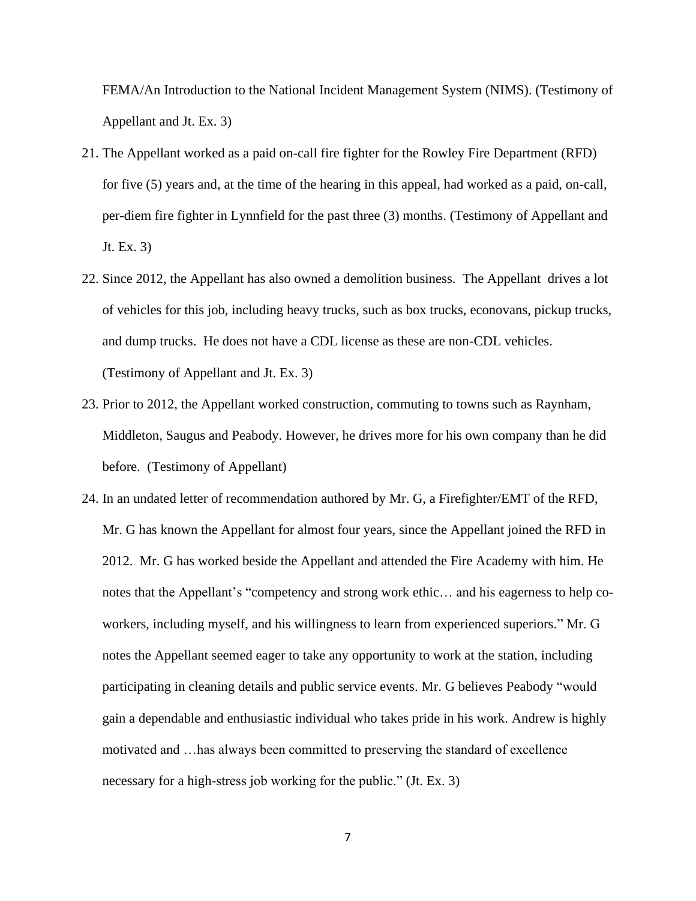FEMA/An Introduction to the National Incident Management System (NIMS). (Testimony of Appellant and Jt. Ex. 3)

21. The Appellant worked as a paid on-call fire fighter for the Rowley Fire Department (RFD) for five (5) years and, at the time of the hearing in this appeal, had worked as a paid, on-call, per-diem fire fighter in Lynnfield for the past three (3) months. (Testimony of Appellant and Jt. Ex. 3)

22. Since 2012, the Appellant has also owned a demolition business. The Appellant drives a lot of vehicles for this job, including heavy trucks, such as box trucks, econovans, pickup trucks, and dump trucks. He does not have a CDL license as these are non-CDL vehicles. (Testimony of Appellant and Jt. Ex. 3)

23. Prior to 2012, the Appellant worked construction, commuting to towns such as Raynham, Middleton, Saugus and Peabody. However, he drives more for his own company than he did before. (Testimony of Appellant)

24. In an undated letter of recommendation authored by Mr. G, a Firefighter/EMT of the RFD, Mr. G has known the Appellant for almost four years, since the Appellant joined the RFD in 2012. Mr. G has worked beside the Appellant and attended the Fire Academy with him. He notes that the Appellant's "competency and strong work ethic… and his eagerness to help co-workers, including myself, and his willingness to learn from experienced superiors." Mr. G notes the Appellant seemed eager to take any opportunity to work at the station, including participating in cleaning details and public service events. Mr. G believes Peabody "would gain a dependable and enthusiastic individual who takes pride in his work. Andrew is highly motivated and …has always been committed to preserving the standard of excellence necessary for a high-stress job working for the public." (Jt. Ex. 3)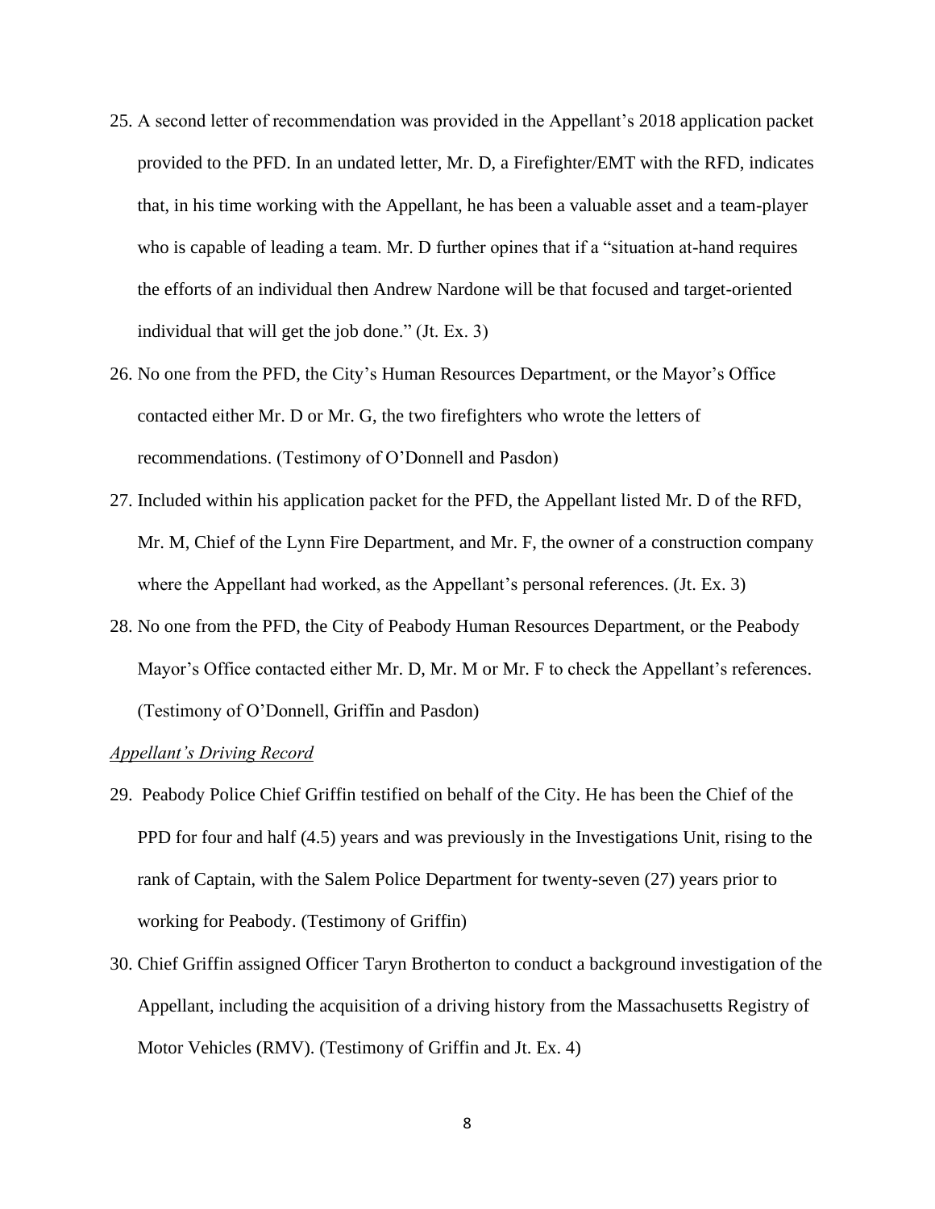25. A second letter of recommendation was provided in the Appellant's 2018 application packet provided to the PFD. In an undated letter, Mr. D, a Firefighter/EMT with the RFD, indicates that, in his time working with the Appellant, he has been a valuable asset and a team-player who is capable of leading a team. Mr. D further opines that if a "situation at-hand requires the efforts of an individual then Andrew Nardone will be that focused and target-oriented individual that will get the job done." (Jt. Ex. 3)

26. No one from the PFD, the City's Human Resources Department, or the Mayor's Office contacted either Mr. D or Mr. G, the two firefighters who wrote the letters of recommendations. (Testimony of O'Donnell and Pasdon)

27. Included within his application packet for the PFD, the Appellant listed Mr. D of the RFD, Mr. M, Chief of the Lynn Fire Department, and Mr. F, the owner of a construction company where the Appellant had worked, as the Appellant's personal references. (Jt. Ex. 3)

28. No one from the PFD, the City of Peabody Human Resources Department, or the Peabody Mayor's Office contacted either Mr. D, Mr. M or Mr. F to check the Appellant's references. (Testimony of O'Donnell, Griffin and Pasdon)

*Appellant's Driving Record*

29. Peabody Police Chief Griffin testified on behalf of the City. He has been the Chief of the PPD for four and half (4.5) years and was previously in the Investigations Unit, rising to the rank of Captain, with the Salem Police Department for twenty-seven (27) years prior to working for Peabody. (Testimony of Griffin)

30. Chief Griffin assigned Officer Taryn Brotherton to conduct a background investigation of the Appellant, including the acquisition of a driving history from the Massachusetts Registry of Motor Vehicles (RMV). (Testimony of Griffin and Jt. Ex. 4)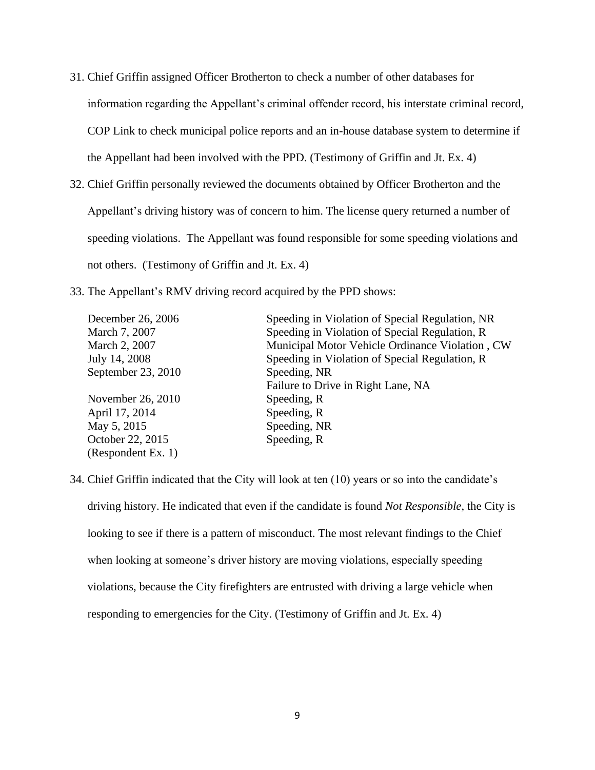31. Chief Griffin assigned Officer Brotherton to check a number of other databases for information regarding the Appellant's criminal offender record, his interstate criminal record, COP Link to check municipal police reports and an in-house database system to determine if the Appellant had been involved with the PPD. (Testimony of Griffin and Jt. Ex. 4)

32. Chief Griffin personally reviewed the documents obtained by Officer Brotherton and the Appellant's driving history was of concern to him. The license query returned a number of speeding violations. The Appellant was found responsible for some speeding violations and not others. (Testimony of Griffin and Jt. Ex. 4)

33. The Appellant's RMV driving record acquired by the PPD shows:

| | |
|---|---|
| December 26, 2006 | Speeding in Violation of Special Regulation, NR |
| March 7, 2007 | Speeding in Violation of Special Regulation, R |
| March 2, 2007 | Municipal Motor Vehicle Ordinance Violation , CW |
| July 14, 2008 | Speeding in Violation of Special Regulation, R |
| September 23, 2010 | Speeding, NR |
| | Failure to Drive in Right Lane, NA |
| November 26, 2010 | Speeding, R |
| April 17, 2014 | Speeding, R |
| May 5, 2015 | Speeding, NR |
| October 22, 2015 | Speeding, R |

(Respondent Ex. 1)

34. Chief Griffin indicated that the City will look at ten (10) years or so into the candidate's driving history. He indicated that even if the candidate is found *Not Responsible*, the City is looking to see if there is a pattern of misconduct. The most relevant findings to the Chief when looking at someone's driver history are moving violations, especially speeding violations, because the City firefighters are entrusted with driving a large vehicle when responding to emergencies for the City. (Testimony of Griffin and Jt. Ex. 4)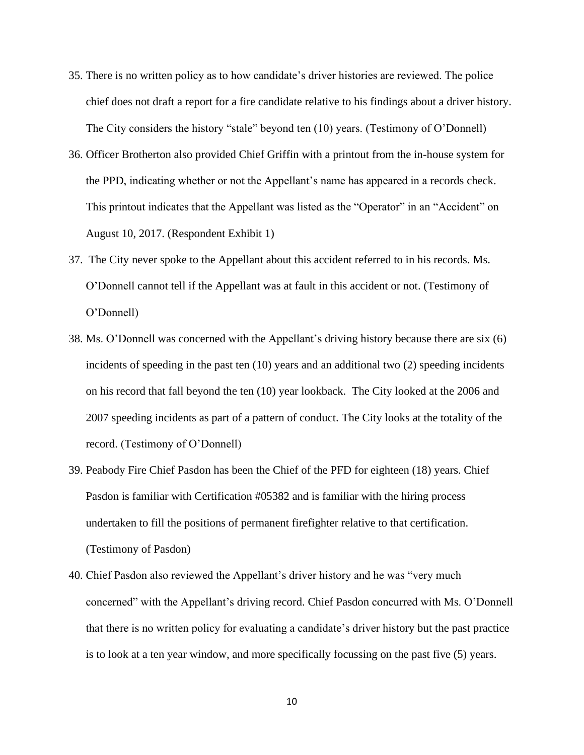35. There is no written policy as to how candidate's driver histories are reviewed. The police chief does not draft a report for a fire candidate relative to his findings about a driver history. The City considers the history "stale" beyond ten (10) years. (Testimony of O'Donnell)

36. Officer Brotherton also provided Chief Griffin with a printout from the in-house system for the PPD, indicating whether or not the Appellant's name has appeared in a records check. This printout indicates that the Appellant was listed as the "Operator" in an "Accident" on August 10, 2017. (Respondent Exhibit 1)

37. The City never spoke to the Appellant about this accident referred to in his records. Ms. O'Donnell cannot tell if the Appellant was at fault in this accident or not. (Testimony of O'Donnell)

38. Ms. O'Donnell was concerned with the Appellant's driving history because there are six (6) incidents of speeding in the past ten (10) years and an additional two (2) speeding incidents on his record that fall beyond the ten (10) year lookback. The City looked at the 2006 and 2007 speeding incidents as part of a pattern of conduct. The City looks at the totality of the record. (Testimony of O'Donnell)

39. Peabody Fire Chief Pasdon has been the Chief of the PFD for eighteen (18) years. Chief Pasdon is familiar with Certification #05382 and is familiar with the hiring process undertaken to fill the positions of permanent firefighter relative to that certification. (Testimony of Pasdon)

40. Chief Pasdon also reviewed the Appellant's driver history and he was "very much concerned" with the Appellant's driving record. Chief Pasdon concurred with Ms. O'Donnell that there is no written policy for evaluating a candidate's driver history but the past practice is to look at a ten year window, and more specifically focussing on the past five (5) years.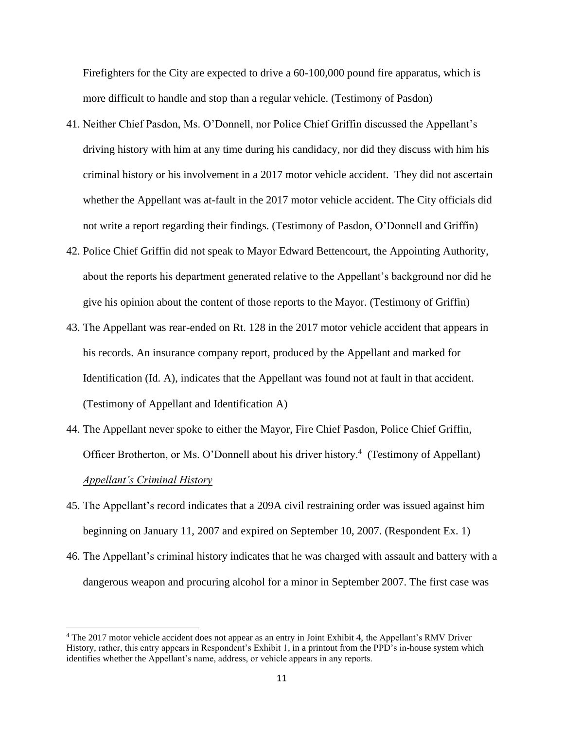Firefighters for the City are expected to drive a 60-100,000 pound fire apparatus, which is more difficult to handle and stop than a regular vehicle. (Testimony of Pasdon)

41. Neither Chief Pasdon, Ms. O'Donnell, nor Police Chief Griffin discussed the Appellant's driving history with him at any time during his candidacy, nor did they discuss with him his criminal history or his involvement in a 2017 motor vehicle accident. They did not ascertain whether the Appellant was at-fault in the 2017 motor vehicle accident. The City officials did not write a report regarding their findings. (Testimony of Pasdon, O'Donnell and Griffin)

42. Police Chief Griffin did not speak to Mayor Edward Bettencourt, the Appointing Authority, about the reports his department generated relative to the Appellant's background nor did he give his opinion about the content of those reports to the Mayor. (Testimony of Griffin)

43. The Appellant was rear-ended on Rt. 128 in the 2017 motor vehicle accident that appears in his records. An insurance company report, produced by the Appellant and marked for Identification (Id. A), indicates that the Appellant was found not at fault in that accident. (Testimony of Appellant and Identification A)

44. The Appellant never spoke to either the Mayor, Fire Chief Pasdon, Police Chief Griffin, Officer Brotherton, or Ms. O'Donnell about his driver history.[4] (Testimony of Appellant)

*Appellant's Criminal History*

45. The Appellant's record indicates that a 209A civil restraining order was issued against him beginning on January 11, 2007 and expired on September 10, 2007. (Respondent Ex. 1)

46. The Appellant's criminal history indicates that he was charged with assault and battery with a dangerous weapon and procuring alcohol for a minor in September 2007. The first case was

[4] The 2017 motor vehicle accident does not appear as an entry in Joint Exhibit 4, the Appellant's RMV Driver History, rather, this entry appears in Respondent's Exhibit 1, in a printout from the PPD's in-house system which identifies whether the Appellant's name, address, or vehicle appears in any reports.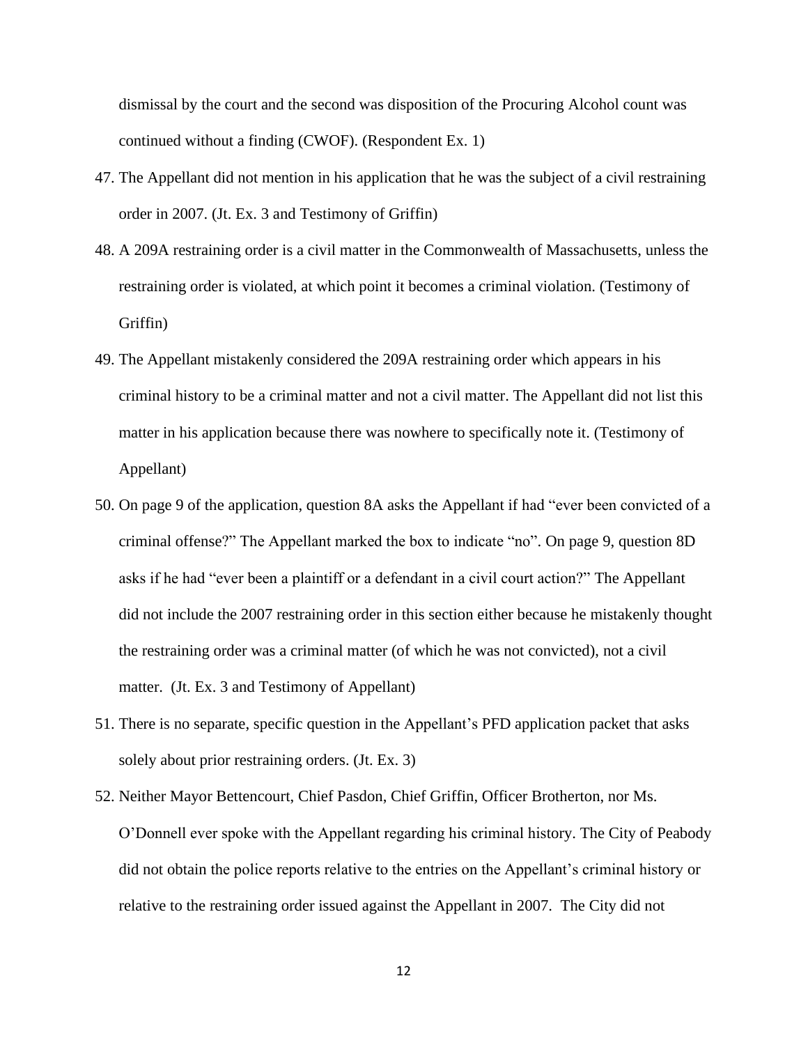dismissal by the court and the second was disposition of the Procuring Alcohol count was continued without a finding (CWOF). (Respondent Ex. 1)

47. The Appellant did not mention in his application that he was the subject of a civil restraining order in 2007. (Jt. Ex. 3 and Testimony of Griffin)
48. A 209A restraining order is a civil matter in the Commonwealth of Massachusetts, unless the restraining order is violated, at which point it becomes a criminal violation. (Testimony of Griffin)
49. The Appellant mistakenly considered the 209A restraining order which appears in his criminal history to be a criminal matter and not a civil matter. The Appellant did not list this matter in his application because there was nowhere to specifically note it. (Testimony of Appellant)
50. On page 9 of the application, question 8A asks the Appellant if had "ever been convicted of a criminal offense?" The Appellant marked the box to indicate "no". On page 9, question 8D asks if he had "ever been a plaintiff or a defendant in a civil court action?" The Appellant did not include the 2007 restraining order in this section either because he mistakenly thought the restraining order was a criminal matter (of which he was not convicted), not a civil matter. (Jt. Ex. 3 and Testimony of Appellant)
51. There is no separate, specific question in the Appellant's PFD application packet that asks solely about prior restraining orders. (Jt. Ex. 3)
52. Neither Mayor Bettencourt, Chief Pasdon, Chief Griffin, Officer Brotherton, nor Ms. O'Donnell ever spoke with the Appellant regarding his criminal history. The City of Peabody did not obtain the police reports relative to the entries on the Appellant's criminal history or relative to the restraining order issued against the Appellant in 2007. The City did not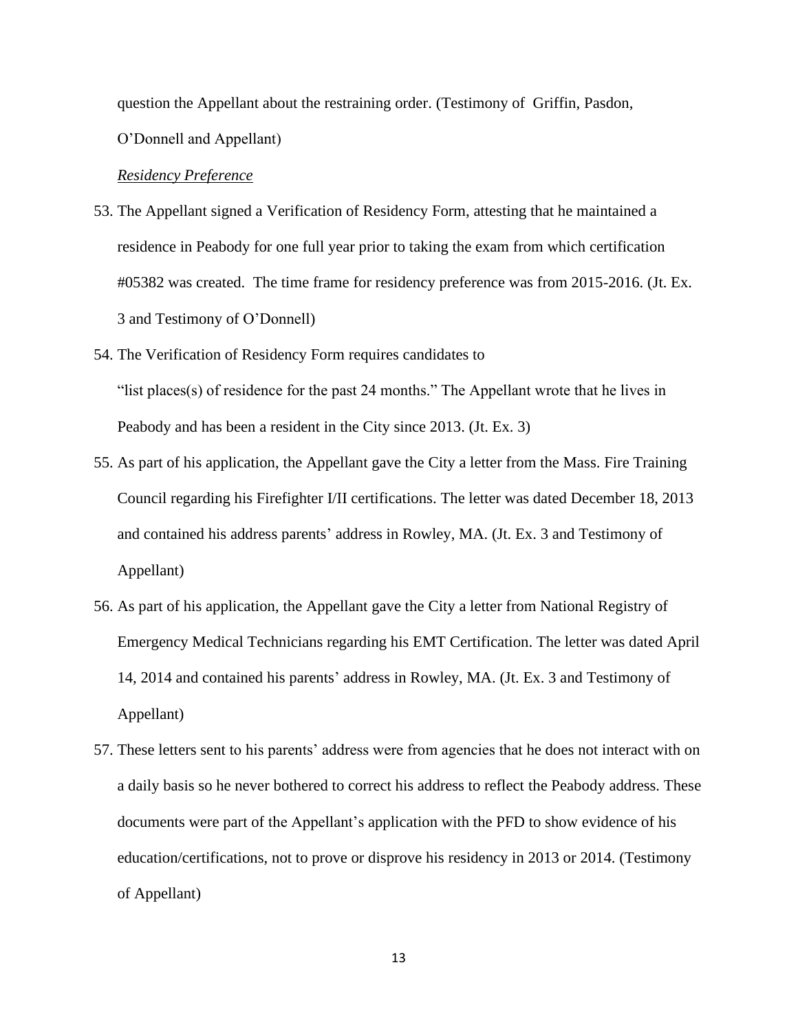question the Appellant about the restraining order. (Testimony of Griffin, Pasdon, O'Donnell and Appellant)

*Residency Preference*

53. The Appellant signed a Verification of Residency Form, attesting that he maintained a residence in Peabody for one full year prior to taking the exam from which certification #05382 was created. The time frame for residency preference was from 2015-2016. (Jt. Ex. 3 and Testimony of O'Donnell)

54. The Verification of Residency Form requires candidates to "list places(s) of residence for the past 24 months." The Appellant wrote that he lives in Peabody and has been a resident in the City since 2013. (Jt. Ex. 3)

55. As part of his application, the Appellant gave the City a letter from the Mass. Fire Training Council regarding his Firefighter I/II certifications. The letter was dated December 18, 2013 and contained his address parents' address in Rowley, MA. (Jt. Ex. 3 and Testimony of Appellant)

56. As part of his application, the Appellant gave the City a letter from National Registry of Emergency Medical Technicians regarding his EMT Certification. The letter was dated April 14, 2014 and contained his parents' address in Rowley, MA. (Jt. Ex. 3 and Testimony of Appellant)

57. These letters sent to his parents' address were from agencies that he does not interact with on a daily basis so he never bothered to correct his address to reflect the Peabody address. These documents were part of the Appellant's application with the PFD to show evidence of his education/certifications, not to prove or disprove his residency in 2013 or 2014. (Testimony of Appellant)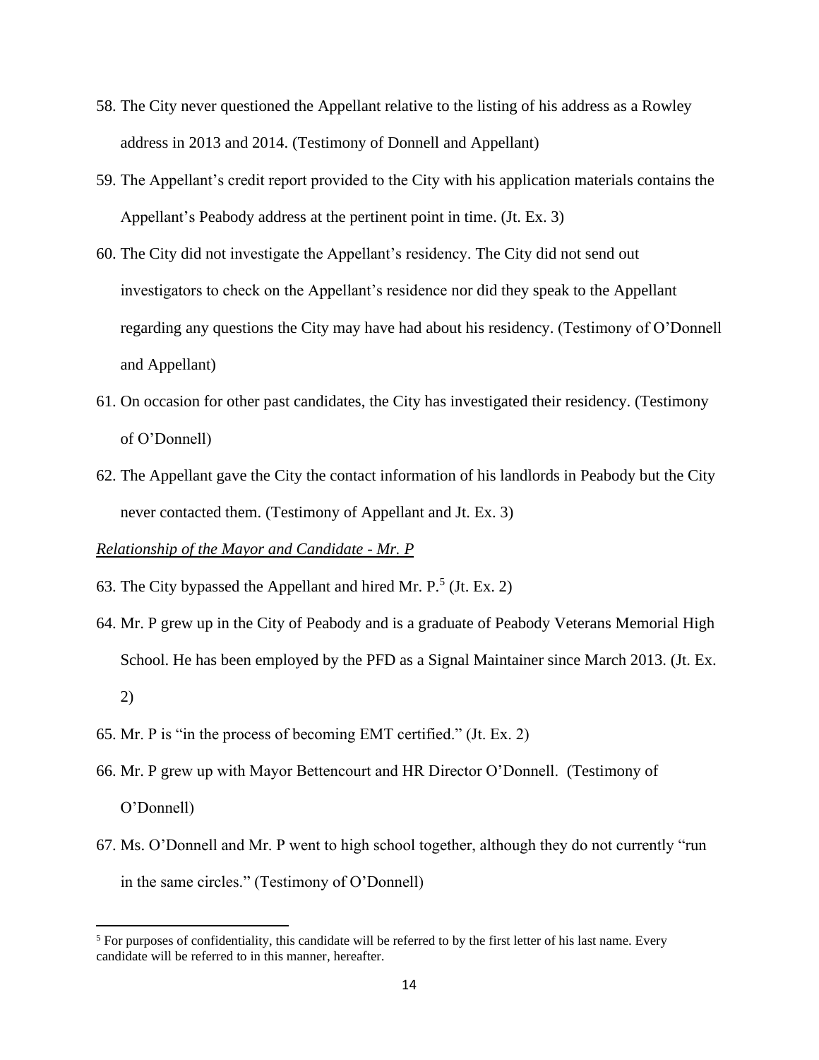58. The City never questioned the Appellant relative to the listing of his address as a Rowley address in 2013 and 2014. (Testimony of Donnell and Appellant)

59. The Appellant's credit report provided to the City with his application materials contains the Appellant's Peabody address at the pertinent point in time. (Jt. Ex. 3)

60. The City did not investigate the Appellant's residency. The City did not send out investigators to check on the Appellant's residence nor did they speak to the Appellant regarding any questions the City may have had about his residency. (Testimony of O'Donnell and Appellant)

61. On occasion for other past candidates, the City has investigated their residency. (Testimony of O'Donnell)

62. The Appellant gave the City the contact information of his landlords in Peabody but the City never contacted them. (Testimony of Appellant and Jt. Ex. 3)

*Relationship of the Mayor and Candidate - Mr. P*

63. The City bypassed the Appellant and hired Mr. P.[5] (Jt. Ex. 2)

64. Mr. P grew up in the City of Peabody and is a graduate of Peabody Veterans Memorial High School. He has been employed by the PFD as a Signal Maintainer since March 2013. (Jt. Ex. 2)

65. Mr. P is "in the process of becoming EMT certified." (Jt. Ex. 2)

66. Mr. P grew up with Mayor Bettencourt and HR Director O'Donnell. (Testimony of O'Donnell)

67. Ms. O'Donnell and Mr. P went to high school together, although they do not currently "run in the same circles." (Testimony of O'Donnell)

---

[5] For purposes of confidentiality, this candidate will be referred to by the first letter of his last name. Every candidate will be referred to in this manner, hereafter.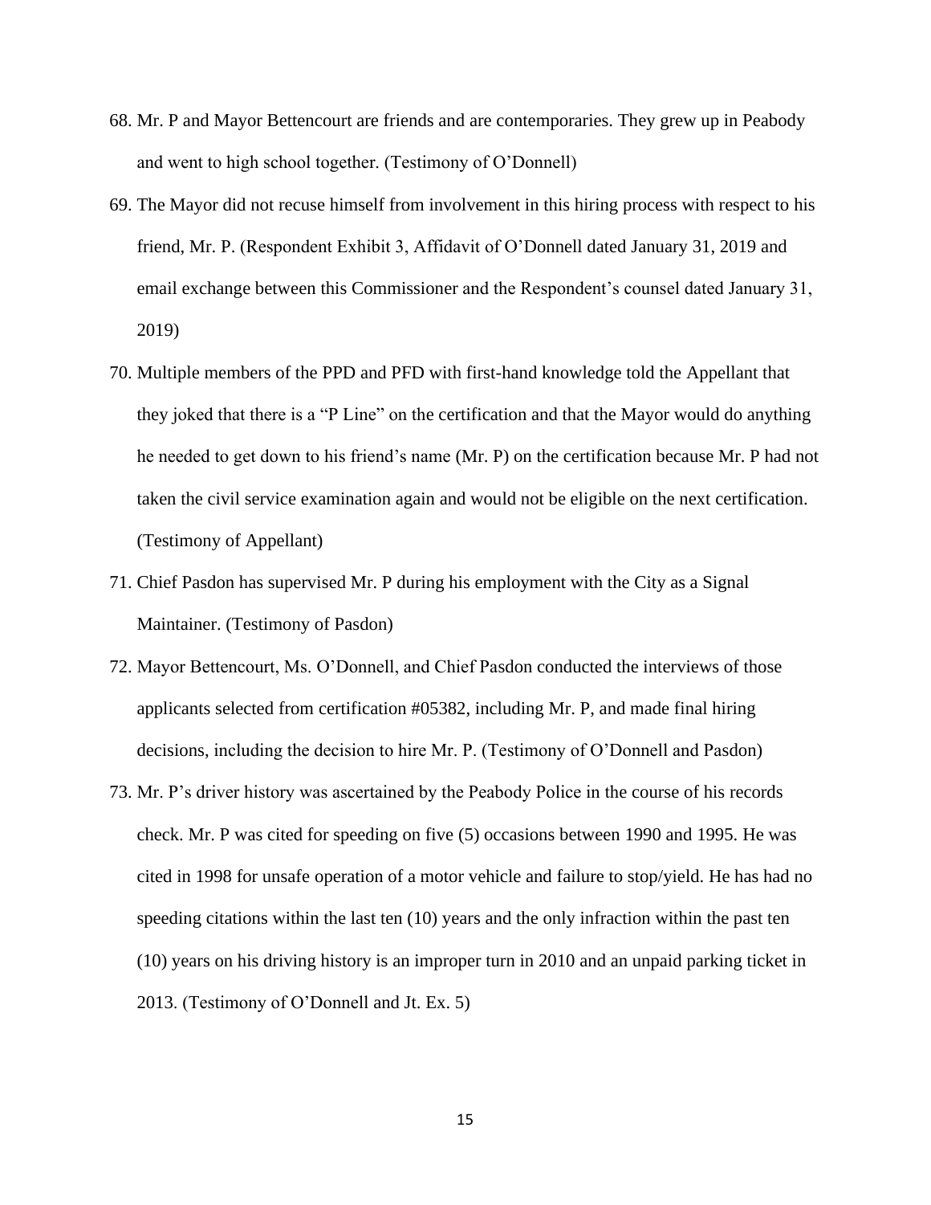68. Mr. P and Mayor Bettencourt are friends and are contemporaries. They grew up in Peabody and went to high school together. (Testimony of O'Donnell)

69. The Mayor did not recuse himself from involvement in this hiring process with respect to his friend, Mr. P. (Respondent Exhibit 3, Affidavit of O'Donnell dated January 31, 2019 and email exchange between this Commissioner and the Respondent's counsel dated January 31, 2019)

70. Multiple members of the PPD and PFD with first-hand knowledge told the Appellant that they joked that there is a "P Line" on the certification and that the Mayor would do anything he needed to get down to his friend's name (Mr. P) on the certification because Mr. P had not taken the civil service examination again and would not be eligible on the next certification. (Testimony of Appellant)

71. Chief Pasdon has supervised Mr. P during his employment with the City as a Signal Maintainer. (Testimony of Pasdon)

72. Mayor Bettencourt, Ms. O'Donnell, and Chief Pasdon conducted the interviews of those applicants selected from certification #05382, including Mr. P, and made final hiring decisions, including the decision to hire Mr. P. (Testimony of O'Donnell and Pasdon)

73. Mr. P's driver history was ascertained by the Peabody Police in the course of his records check. Mr. P was cited for speeding on five (5) occasions between 1990 and 1995. He was cited in 1998 for unsafe operation of a motor vehicle and failure to stop/yield. He has had no speeding citations within the last ten (10) years and the only infraction within the past ten (10) years on his driving history is an improper turn in 2010 and an unpaid parking ticket in 2013. (Testimony of O'Donnell and Jt. Ex. 5)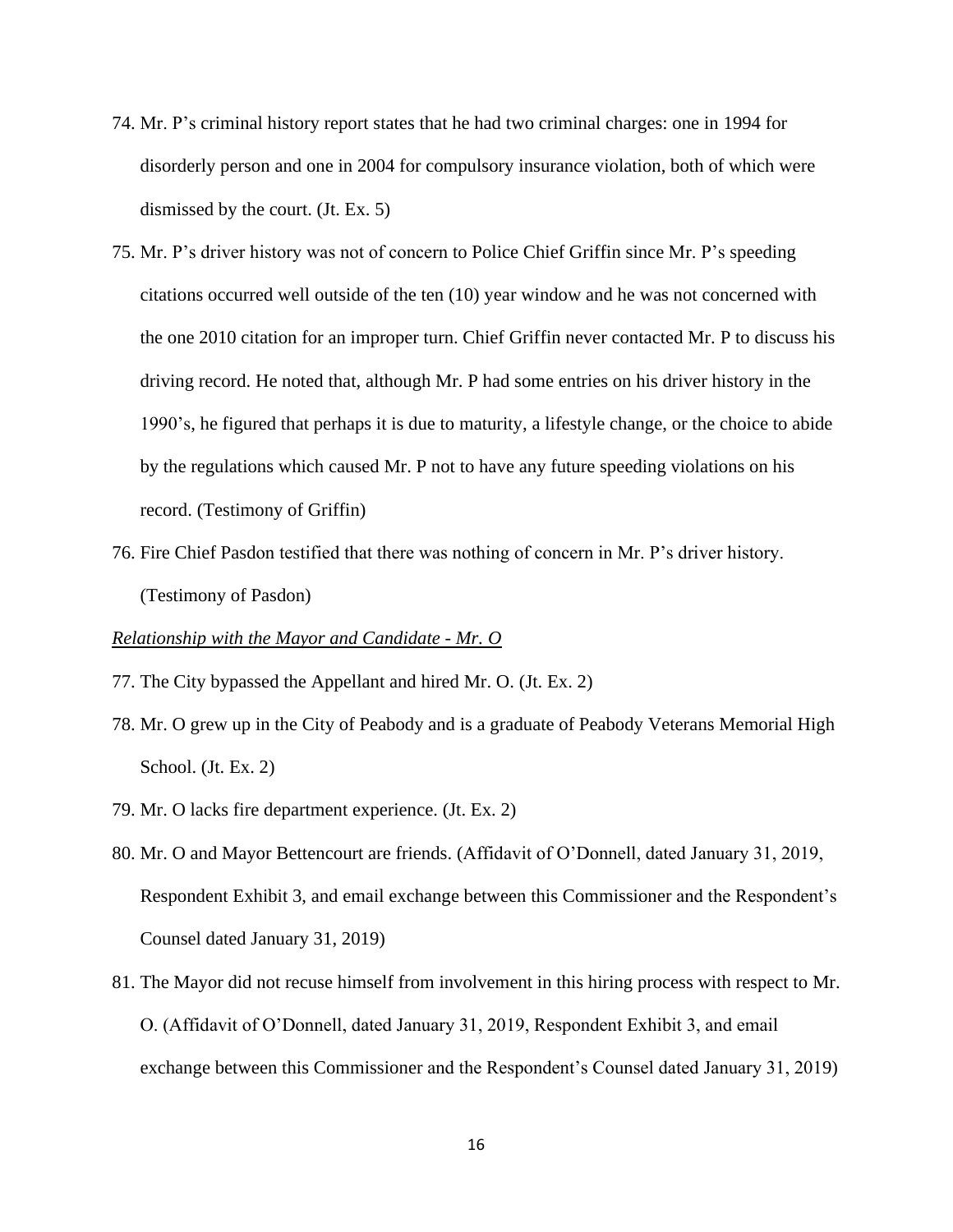74. Mr. P's criminal history report states that he had two criminal charges: one in 1994 for disorderly person and one in 2004 for compulsory insurance violation, both of which were dismissed by the court. (Jt. Ex. 5)

75. Mr. P's driver history was not of concern to Police Chief Griffin since Mr. P's speeding citations occurred well outside of the ten (10) year window and he was not concerned with the one 2010 citation for an improper turn. Chief Griffin never contacted Mr. P to discuss his driving record. He noted that, although Mr. P had some entries on his driver history in the 1990's, he figured that perhaps it is due to maturity, a lifestyle change, or the choice to abide by the regulations which caused Mr. P not to have any future speeding violations on his record. (Testimony of Griffin)

76. Fire Chief Pasdon testified that there was nothing of concern in Mr. P's driver history. (Testimony of Pasdon)

*Relationship with the Mayor and Candidate - Mr. O*

77. The City bypassed the Appellant and hired Mr. O. (Jt. Ex. 2)

78. Mr. O grew up in the City of Peabody and is a graduate of Peabody Veterans Memorial High School. (Jt. Ex. 2)

79. Mr. O lacks fire department experience. (Jt. Ex. 2)

80. Mr. O and Mayor Bettencourt are friends. (Affidavit of O'Donnell, dated January 31, 2019, Respondent Exhibit 3, and email exchange between this Commissioner and the Respondent's Counsel dated January 31, 2019)

81. The Mayor did not recuse himself from involvement in this hiring process with respect to Mr. O. (Affidavit of O'Donnell, dated January 31, 2019, Respondent Exhibit 3, and email exchange between this Commissioner and the Respondent's Counsel dated January 31, 2019)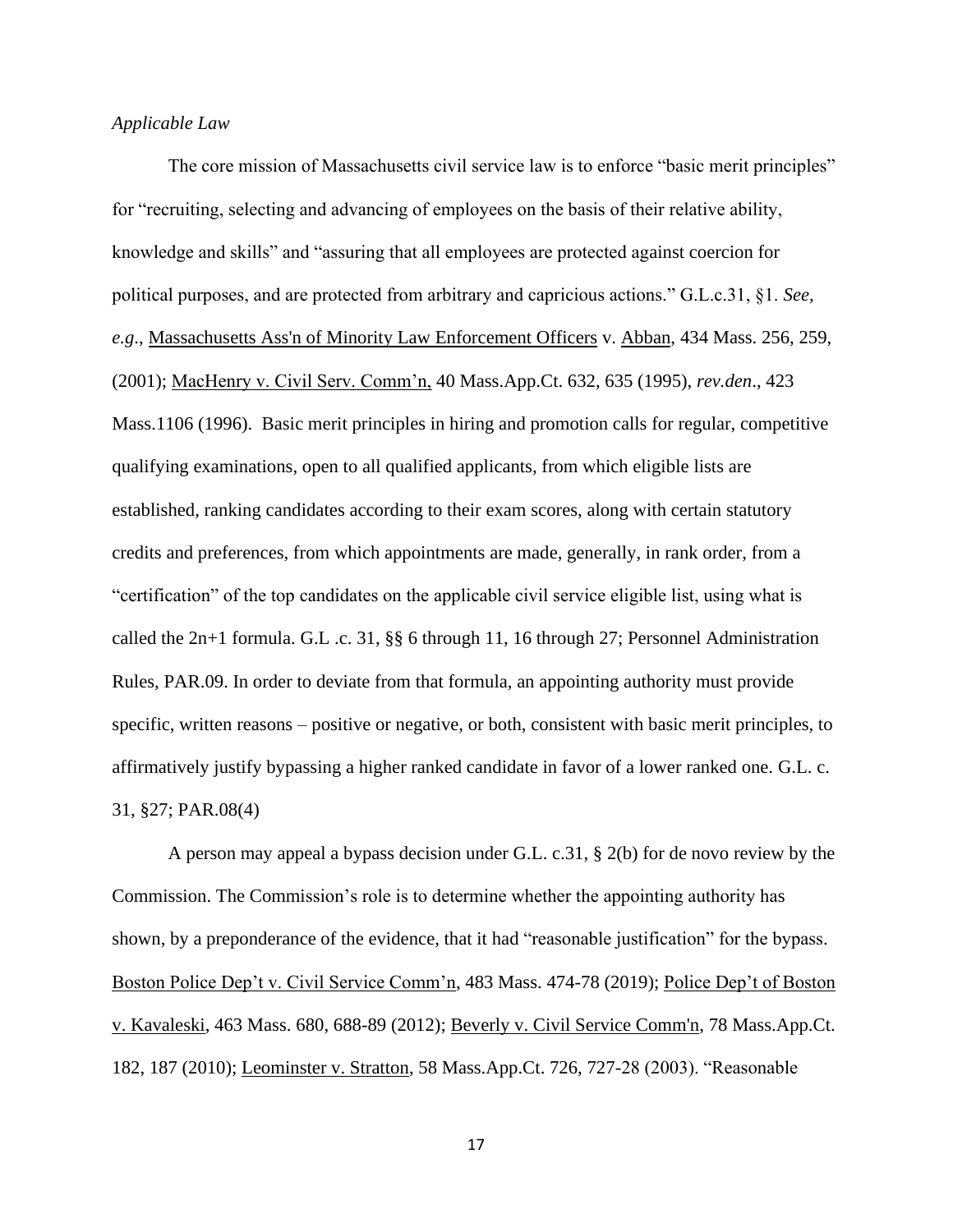*Applicable Law*

The core mission of Massachusetts civil service law is to enforce "basic merit principles" for "recruiting, selecting and advancing of employees on the basis of their relative ability, knowledge and skills" and "assuring that all employees are protected against coercion for political purposes, and are protected from arbitrary and capricious actions." G.L.c.31, §1. *See, e.g*., Massachusetts Ass'n of Minority Law Enforcement Officers v. Abban, 434 Mass. 256, 259, (2001); MacHenry v. Civil Serv. Comm'n, 40 Mass.App.Ct. 632, 635 (1995), *rev.den*., 423 Mass.1106 (1996). Basic merit principles in hiring and promotion calls for regular, competitive qualifying examinations, open to all qualified applicants, from which eligible lists are established, ranking candidates according to their exam scores, along with certain statutory credits and preferences, from which appointments are made, generally, in rank order, from a "certification" of the top candidates on the applicable civil service eligible list, using what is called the 2n+1 formula. G.L .c. 31, §§ 6 through 11, 16 through 27; Personnel Administration Rules, PAR.09. In order to deviate from that formula, an appointing authority must provide specific, written reasons – positive or negative, or both, consistent with basic merit principles, to affirmatively justify bypassing a higher ranked candidate in favor of a lower ranked one. G.L. c. 31, §27; PAR.08(4)

A person may appeal a bypass decision under G.L. c.31, § 2(b) for de novo review by the Commission. The Commission's role is to determine whether the appointing authority has shown, by a preponderance of the evidence, that it had "reasonable justification" for the bypass. Boston Police Dep't v. Civil Service Comm'n, 483 Mass. 474-78 (2019); Police Dep't of Boston v. Kavaleski, 463 Mass. 680, 688-89 (2012); Beverly v. Civil Service Comm'n, 78 Mass.App.Ct. 182, 187 (2010); Leominster v. Stratton, 58 Mass.App.Ct. 726, 727-28 (2003). "Reasonable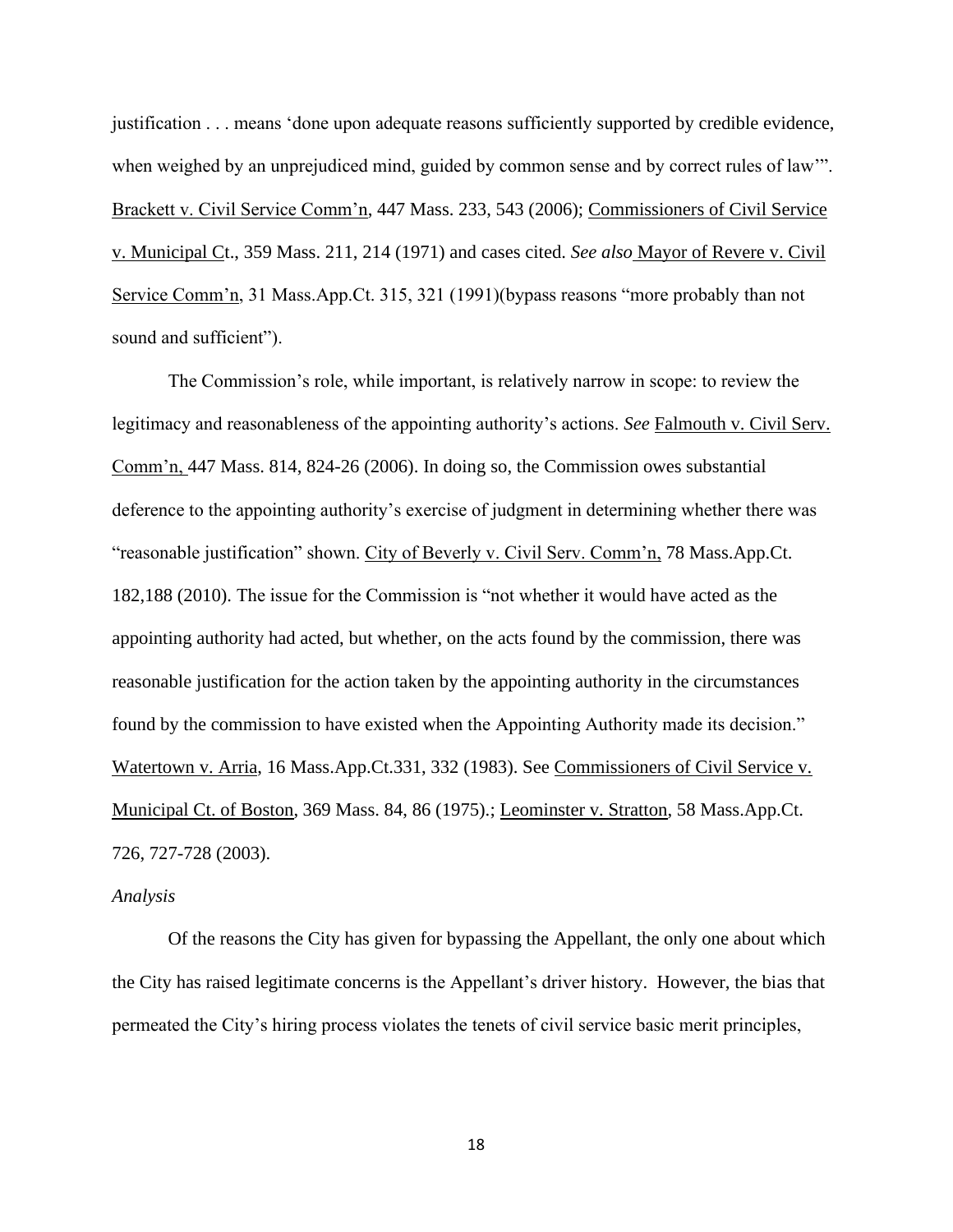justification . . . means 'done upon adequate reasons sufficiently supported by credible evidence, when weighed by an unprejudiced mind, guided by common sense and by correct rules of law'". Brackett v. Civil Service Comm'n, 447 Mass. 233, 543 (2006); Commissioners of Civil Service v. Municipal Ct., 359 Mass. 211, 214 (1971) and cases cited. *See also* Mayor of Revere v. Civil Service Comm'n, 31 Mass.App.Ct. 315, 321 (1991)(bypass reasons "more probably than not sound and sufficient").

The Commission's role, while important, is relatively narrow in scope: to review the legitimacy and reasonableness of the appointing authority's actions. *See* Falmouth v. Civil Serv. Comm'n, 447 Mass. 814, 824-26 (2006). In doing so, the Commission owes substantial deference to the appointing authority's exercise of judgment in determining whether there was "reasonable justification" shown. City of Beverly v. Civil Serv. Comm'n, 78 Mass.App.Ct. 182,188 (2010). The issue for the Commission is "not whether it would have acted as the appointing authority had acted, but whether, on the acts found by the commission, there was reasonable justification for the action taken by the appointing authority in the circumstances found by the commission to have existed when the Appointing Authority made its decision." Watertown v. Arria, 16 Mass.App.Ct.331, 332 (1983). See Commissioners of Civil Service v. Municipal Ct. of Boston, 369 Mass. 84, 86 (1975).; Leominster v. Stratton, 58 Mass.App.Ct. 726, 727-728 (2003).

*Analysis*

Of the reasons the City has given for bypassing the Appellant, the only one about which the City has raised legitimate concerns is the Appellant's driver history. However, the bias that permeated the City's hiring process violates the tenets of civil service basic merit principles,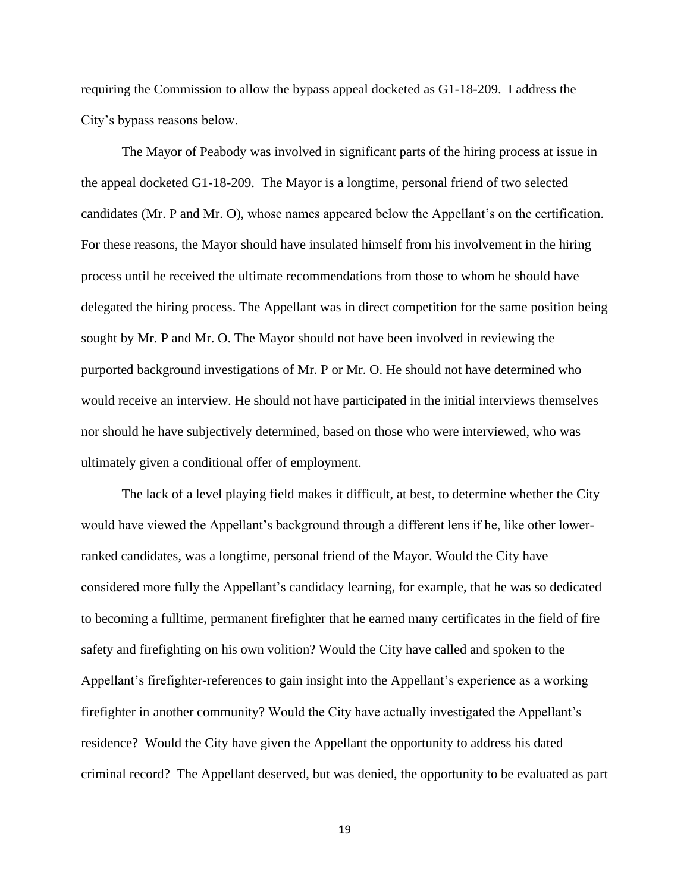requiring the Commission to allow the bypass appeal docketed as G1-18-209. I address the City's bypass reasons below.

The Mayor of Peabody was involved in significant parts of the hiring process at issue in the appeal docketed G1-18-209. The Mayor is a longtime, personal friend of two selected candidates (Mr. P and Mr. O), whose names appeared below the Appellant's on the certification. For these reasons, the Mayor should have insulated himself from his involvement in the hiring process until he received the ultimate recommendations from those to whom he should have delegated the hiring process. The Appellant was in direct competition for the same position being sought by Mr. P and Mr. O. The Mayor should not have been involved in reviewing the purported background investigations of Mr. P or Mr. O. He should not have determined who would receive an interview. He should not have participated in the initial interviews themselves nor should he have subjectively determined, based on those who were interviewed, who was ultimately given a conditional offer of employment.

The lack of a level playing field makes it difficult, at best, to determine whether the City would have viewed the Appellant's background through a different lens if he, like other lower-ranked candidates, was a longtime, personal friend of the Mayor. Would the City have considered more fully the Appellant's candidacy learning, for example, that he was so dedicated to becoming a fulltime, permanent firefighter that he earned many certificates in the field of fire safety and firefighting on his own volition? Would the City have called and spoken to the Appellant's firefighter-references to gain insight into the Appellant's experience as a working firefighter in another community? Would the City have actually investigated the Appellant's residence? Would the City have given the Appellant the opportunity to address his dated criminal record? The Appellant deserved, but was denied, the opportunity to be evaluated as part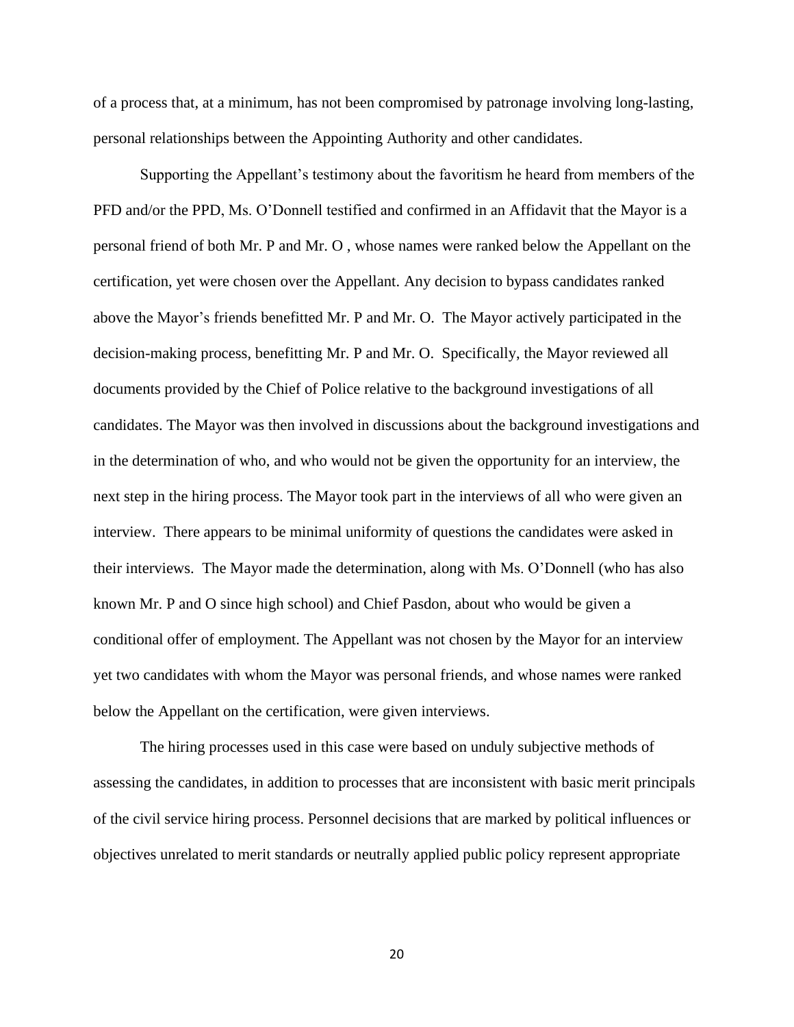of a process that, at a minimum, has not been compromised by patronage involving long-lasting, personal relationships between the Appointing Authority and other candidates.

Supporting the Appellant's testimony about the favoritism he heard from members of the PFD and/or the PPD, Ms. O'Donnell testified and confirmed in an Affidavit that the Mayor is a personal friend of both Mr. P and Mr. O , whose names were ranked below the Appellant on the certification, yet were chosen over the Appellant. Any decision to bypass candidates ranked above the Mayor's friends benefitted Mr. P and Mr. O. The Mayor actively participated in the decision-making process, benefitting Mr. P and Mr. O. Specifically, the Mayor reviewed all documents provided by the Chief of Police relative to the background investigations of all candidates. The Mayor was then involved in discussions about the background investigations and in the determination of who, and who would not be given the opportunity for an interview, the next step in the hiring process. The Mayor took part in the interviews of all who were given an interview. There appears to be minimal uniformity of questions the candidates were asked in their interviews. The Mayor made the determination, along with Ms. O'Donnell (who has also known Mr. P and O since high school) and Chief Pasdon, about who would be given a conditional offer of employment. The Appellant was not chosen by the Mayor for an interview yet two candidates with whom the Mayor was personal friends, and whose names were ranked below the Appellant on the certification, were given interviews.

The hiring processes used in this case were based on unduly subjective methods of assessing the candidates, in addition to processes that are inconsistent with basic merit principals of the civil service hiring process. Personnel decisions that are marked by political influences or objectives unrelated to merit standards or neutrally applied public policy represent appropriate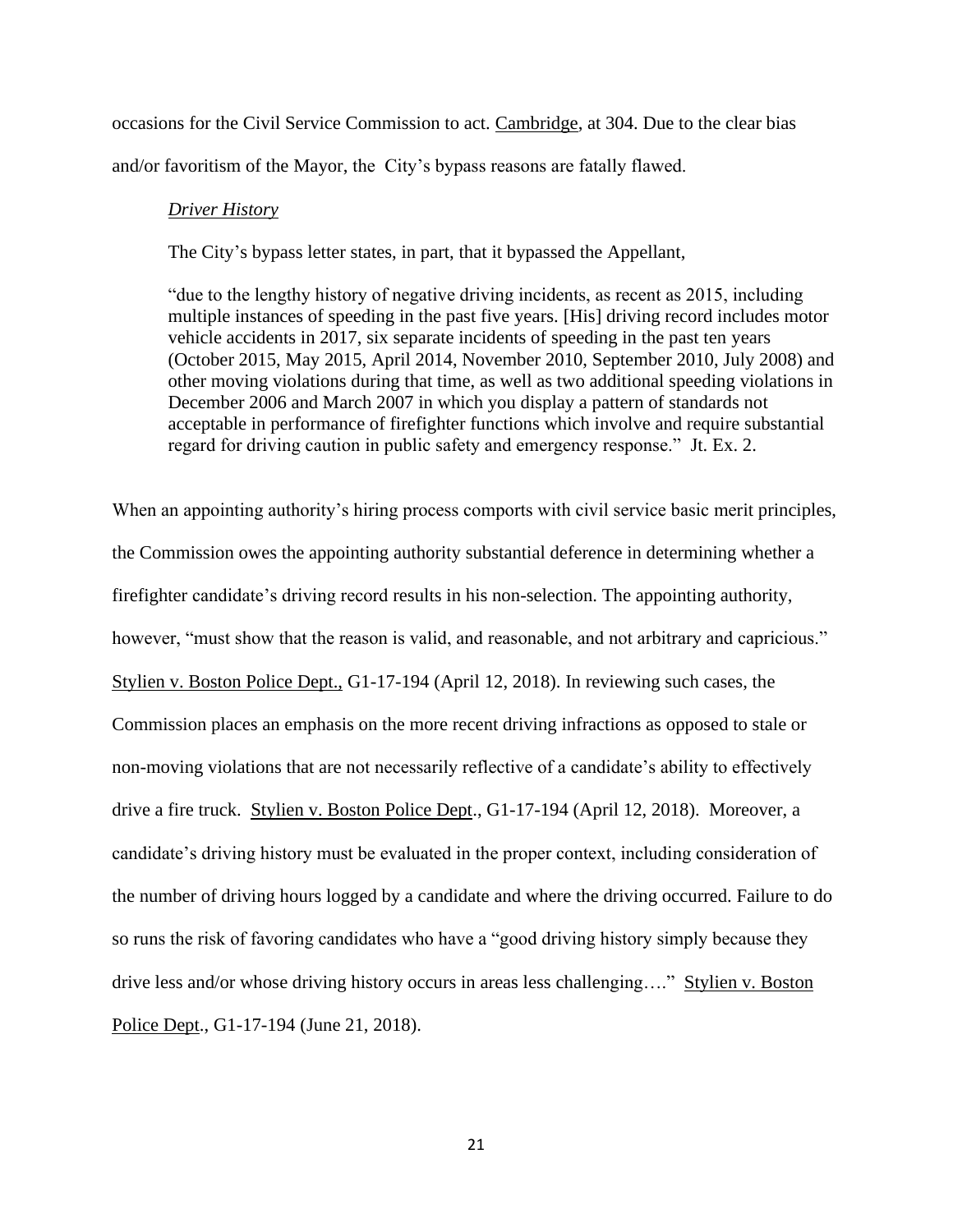occasions for the Civil Service Commission to act. Cambridge, at 304. Due to the clear bias and/or favoritism of the Mayor, the City's bypass reasons are fatally flawed.

*Driver History*

The City's bypass letter states, in part, that it bypassed the Appellant,

> "due to the lengthy history of negative driving incidents, as recent as 2015, including multiple instances of speeding in the past five years. [His] driving record includes motor vehicle accidents in 2017, six separate incidents of speeding in the past ten years (October 2015, May 2015, April 2014, November 2010, September 2010, July 2008) and other moving violations during that time, as well as two additional speeding violations in December 2006 and March 2007 in which you display a pattern of standards not acceptable in performance of firefighter functions which involve and require substantial regard for driving caution in public safety and emergency response." Jt. Ex. 2.

When an appointing authority's hiring process comports with civil service basic merit principles, the Commission owes the appointing authority substantial deference in determining whether a firefighter candidate's driving record results in his non-selection. The appointing authority, however, "must show that the reason is valid, and reasonable, and not arbitrary and capricious." Stylien v. Boston Police Dept., G1-17-194 (April 12, 2018). In reviewing such cases, the Commission places an emphasis on the more recent driving infractions as opposed to stale or non-moving violations that are not necessarily reflective of a candidate's ability to effectively drive a fire truck. Stylien v. Boston Police Dept., G1-17-194 (April 12, 2018). Moreover, a candidate's driving history must be evaluated in the proper context, including consideration of the number of driving hours logged by a candidate and where the driving occurred. Failure to do so runs the risk of favoring candidates who have a "good driving history simply because they drive less and/or whose driving history occurs in areas less challenging…." Stylien v. Boston Police Dept., G1-17-194 (June 21, 2018).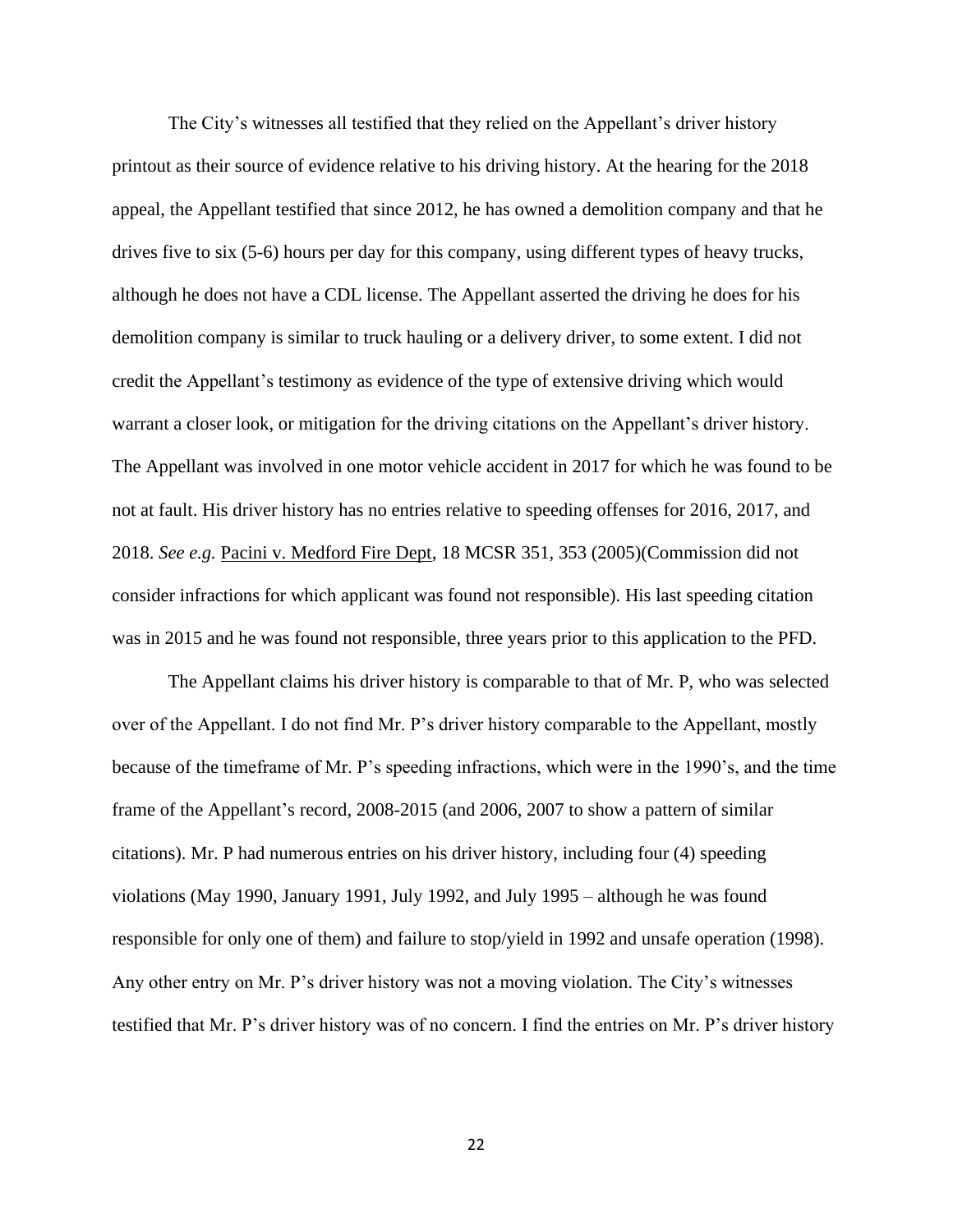The City's witnesses all testified that they relied on the Appellant's driver history printout as their source of evidence relative to his driving history. At the hearing for the 2018 appeal, the Appellant testified that since 2012, he has owned a demolition company and that he drives five to six (5-6) hours per day for this company, using different types of heavy trucks, although he does not have a CDL license. The Appellant asserted the driving he does for his demolition company is similar to truck hauling or a delivery driver, to some extent. I did not credit the Appellant's testimony as evidence of the type of extensive driving which would warrant a closer look, or mitigation for the driving citations on the Appellant's driver history. The Appellant was involved in one motor vehicle accident in 2017 for which he was found to be not at fault. His driver history has no entries relative to speeding offenses for 2016, 2017, and 2018. *See e.g.* Pacini v. Medford Fire Dept, 18 MCSR 351, 353 (2005)(Commission did not consider infractions for which applicant was found not responsible). His last speeding citation was in 2015 and he was found not responsible, three years prior to this application to the PFD.

The Appellant claims his driver history is comparable to that of Mr. P, who was selected over of the Appellant. I do not find Mr. P's driver history comparable to the Appellant, mostly because of the timeframe of Mr. P's speeding infractions, which were in the 1990's, and the time frame of the Appellant's record, 2008-2015 (and 2006, 2007 to show a pattern of similar citations). Mr. P had numerous entries on his driver history, including four (4) speeding violations (May 1990, January 1991, July 1992, and July 1995 – although he was found responsible for only one of them) and failure to stop/yield in 1992 and unsafe operation (1998). Any other entry on Mr. P's driver history was not a moving violation. The City's witnesses testified that Mr. P's driver history was of no concern. I find the entries on Mr. P's driver history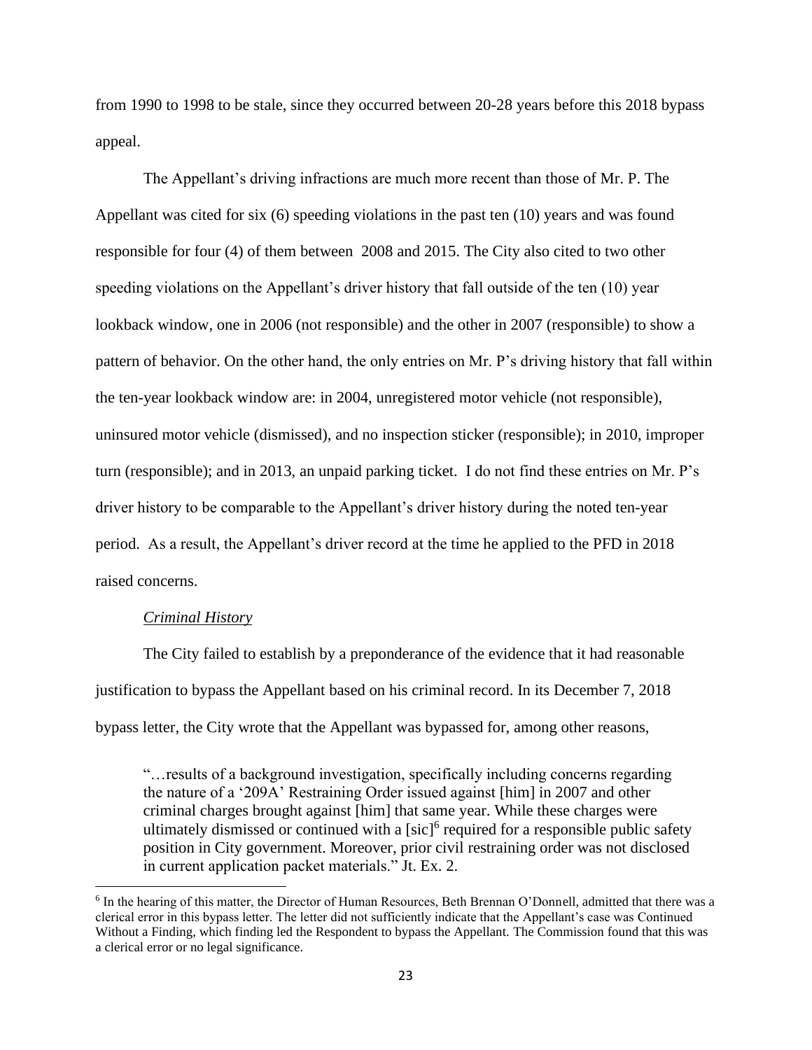from 1990 to 1998 to be stale, since they occurred between 20-28 years before this 2018 bypass appeal.

The Appellant's driving infractions are much more recent than those of Mr. P. The Appellant was cited for six (6) speeding violations in the past ten (10) years and was found responsible for four (4) of them between 2008 and 2015. The City also cited to two other speeding violations on the Appellant's driver history that fall outside of the ten (10) year lookback window, one in 2006 (not responsible) and the other in 2007 (responsible) to show a pattern of behavior. On the other hand, the only entries on Mr. P's driving history that fall within the ten-year lookback window are: in 2004, unregistered motor vehicle (not responsible), uninsured motor vehicle (dismissed), and no inspection sticker (responsible); in 2010, improper turn (responsible); and in 2013, an unpaid parking ticket. I do not find these entries on Mr. P's driver history to be comparable to the Appellant's driver history during the noted ten-year period. As a result, the Appellant's driver record at the time he applied to the PFD in 2018 raised concerns.

*Criminal History*

The City failed to establish by a preponderance of the evidence that it had reasonable justification to bypass the Appellant based on his criminal record. In its December 7, 2018 bypass letter, the City wrote that the Appellant was bypassed for, among other reasons,

> "…results of a background investigation, specifically including concerns regarding the nature of a '209A' Restraining Order issued against [him] in 2007 and other criminal charges brought against [him] that same year. While these charges were ultimately dismissed or continued with a [sic][6] required for a responsible public safety position in City government. Moreover, prior civil restraining order was not disclosed in current application packet materials." Jt. Ex. 2.

[6] In the hearing of this matter, the Director of Human Resources, Beth Brennan O'Donnell, admitted that there was a clerical error in this bypass letter. The letter did not sufficiently indicate that the Appellant's case was Continued Without a Finding, which finding led the Respondent to bypass the Appellant. The Commission found that this was a clerical error or no legal significance.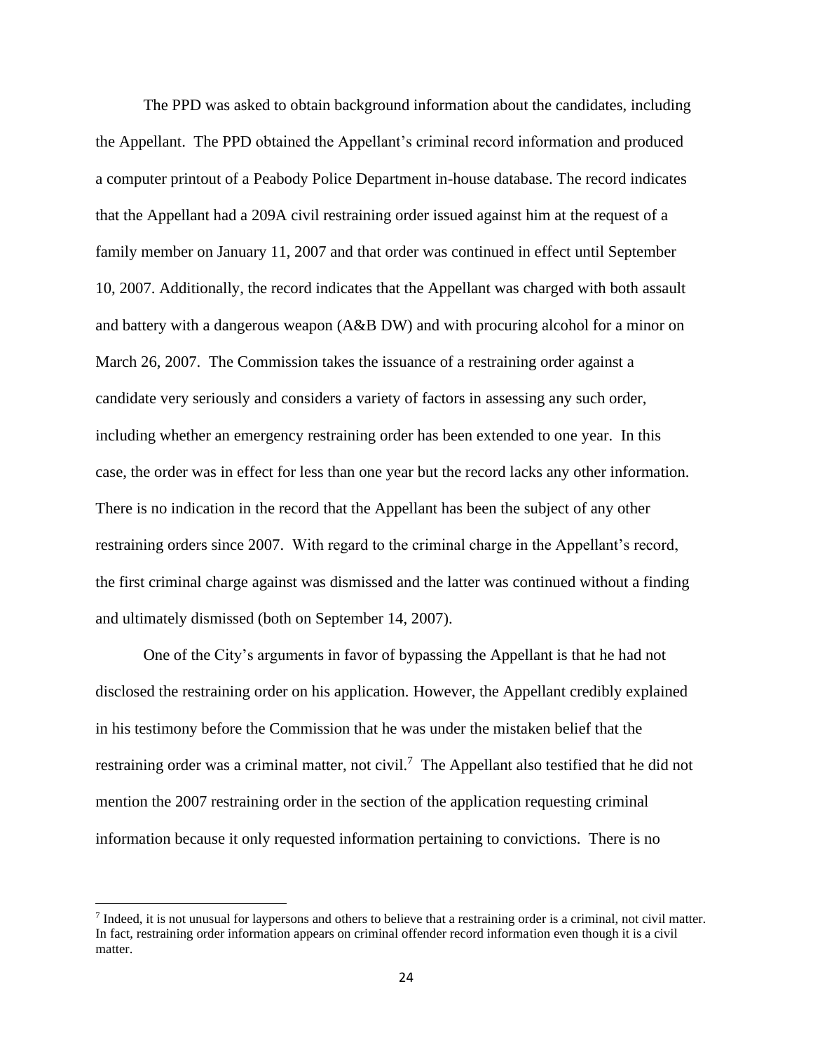The PPD was asked to obtain background information about the candidates, including the Appellant. The PPD obtained the Appellant's criminal record information and produced a computer printout of a Peabody Police Department in-house database. The record indicates that the Appellant had a 209A civil restraining order issued against him at the request of a family member on January 11, 2007 and that order was continued in effect until September 10, 2007. Additionally, the record indicates that the Appellant was charged with both assault and battery with a dangerous weapon (A&B DW) and with procuring alcohol for a minor on March 26, 2007. The Commission takes the issuance of a restraining order against a candidate very seriously and considers a variety of factors in assessing any such order, including whether an emergency restraining order has been extended to one year. In this case, the order was in effect for less than one year but the record lacks any other information. There is no indication in the record that the Appellant has been the subject of any other restraining orders since 2007. With regard to the criminal charge in the Appellant's record, the first criminal charge against was dismissed and the latter was continued without a finding and ultimately dismissed (both on September 14, 2007).

One of the City's arguments in favor of bypassing the Appellant is that he had not disclosed the restraining order on his application. However, the Appellant credibly explained in his testimony before the Commission that he was under the mistaken belief that the restraining order was a criminal matter, not civil.[7] The Appellant also testified that he did not mention the 2007 restraining order in the section of the application requesting criminal information because it only requested information pertaining to convictions. There is no

[7] Indeed, it is not unusual for laypersons and others to believe that a restraining order is a criminal, not civil matter. In fact, restraining order information appears on criminal offender record information even though it is a civil matter.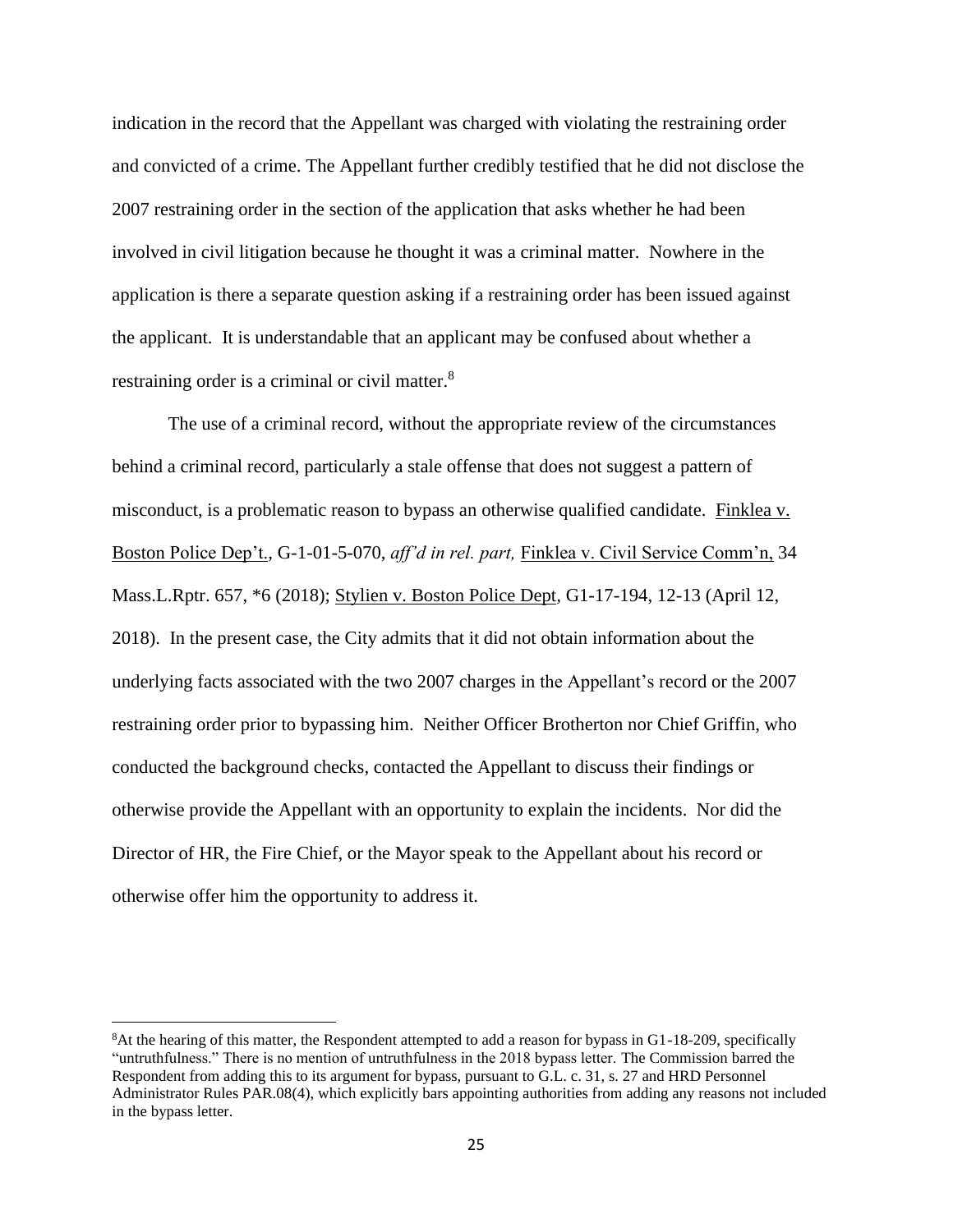indication in the record that the Appellant was charged with violating the restraining order and convicted of a crime. The Appellant further credibly testified that he did not disclose the 2007 restraining order in the section of the application that asks whether he had been involved in civil litigation because he thought it was a criminal matter. Nowhere in the application is there a separate question asking if a restraining order has been issued against the applicant. It is understandable that an applicant may be confused about whether a restraining order is a criminal or civil matter.[8]

The use of a criminal record, without the appropriate review of the circumstances behind a criminal record, particularly a stale offense that does not suggest a pattern of misconduct, is a problematic reason to bypass an otherwise qualified candidate. Finklea v. Boston Police Dep't., G-1-01-5-070, *aff'd in rel. part,* Finklea v. Civil Service Comm'n, 34 Mass.L.Rptr. 657, *6 (2018); Stylien v. Boston Police Dept, G1-17-194, 12-13 (April 12, 2018). In the present case, the City admits that it did not obtain information about the underlying facts associated with the two 2007 charges in the Appellant's record or the 2007 restraining order prior to bypassing him. Neither Officer Brotherton nor Chief Griffin, who conducted the background checks, contacted the Appellant to discuss their findings or otherwise provide the Appellant with an opportunity to explain the incidents. Nor did the Director of HR, the Fire Chief, or the Mayor speak to the Appellant about his record or otherwise offer him the opportunity to address it.

---

[8]At the hearing of this matter, the Respondent attempted to add a reason for bypass in G1-18-209, specifically "untruthfulness." There is no mention of untruthfulness in the 2018 bypass letter. The Commission barred the Respondent from adding this to its argument for bypass, pursuant to G.L. c. 31, s. 27 and HRD Personnel Administrator Rules PAR.08(4), which explicitly bars appointing authorities from adding any reasons not included in the bypass letter.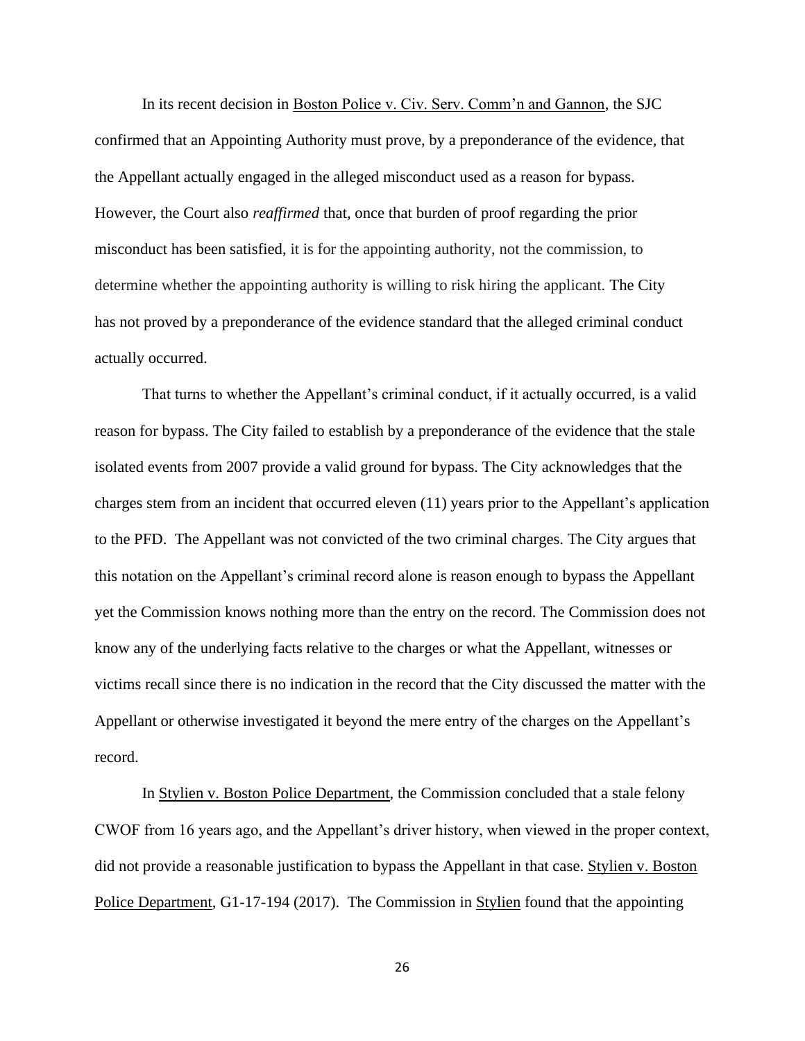In its recent decision in <u>Boston Police v. Civ. Serv. Comm'n and Gannon</u>, the SJC confirmed that an Appointing Authority must prove, by a preponderance of the evidence, that the Appellant actually engaged in the alleged misconduct used as a reason for bypass. However, the Court also *reaffirmed* that, once that burden of proof regarding the prior misconduct has been satisfied, it is for the appointing authority, not the commission, to determine whether the appointing authority is willing to risk hiring the applicant. The City has not proved by a preponderance of the evidence standard that the alleged criminal conduct actually occurred.

That turns to whether the Appellant's criminal conduct, if it actually occurred, is a valid reason for bypass. The City failed to establish by a preponderance of the evidence that the stale isolated events from 2007 provide a valid ground for bypass. The City acknowledges that the charges stem from an incident that occurred eleven (11) years prior to the Appellant's application to the PFD. The Appellant was not convicted of the two criminal charges. The City argues that this notation on the Appellant's criminal record alone is reason enough to bypass the Appellant yet the Commission knows nothing more than the entry on the record. The Commission does not know any of the underlying facts relative to the charges or what the Appellant, witnesses or victims recall since there is no indication in the record that the City discussed the matter with the Appellant or otherwise investigated it beyond the mere entry of the charges on the Appellant's record.

In <u>Stylien v. Boston Police Department</u>, the Commission concluded that a stale felony CWOF from 16 years ago, and the Appellant's driver history, when viewed in the proper context, did not provide a reasonable justification to bypass the Appellant in that case. <u>Stylien v. Boston Police Department</u>, G1-17-194 (2017). The Commission in <u>Stylien</u> found that the appointing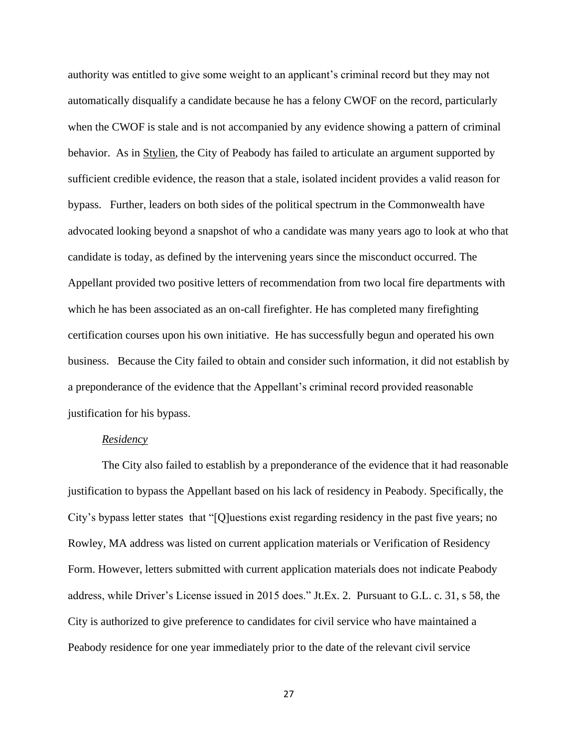authority was entitled to give some weight to an applicant's criminal record but they may not automatically disqualify a candidate because he has a felony CWOF on the record, particularly when the CWOF is stale and is not accompanied by any evidence showing a pattern of criminal behavior. As in Stylien, the City of Peabody has failed to articulate an argument supported by sufficient credible evidence, the reason that a stale, isolated incident provides a valid reason for bypass. Further, leaders on both sides of the political spectrum in the Commonwealth have advocated looking beyond a snapshot of who a candidate was many years ago to look at who that candidate is today, as defined by the intervening years since the misconduct occurred. The Appellant provided two positive letters of recommendation from two local fire departments with which he has been associated as an on-call firefighter. He has completed many firefighting certification courses upon his own initiative. He has successfully begun and operated his own business. Because the City failed to obtain and consider such information, it did not establish by a preponderance of the evidence that the Appellant's criminal record provided reasonable justification for his bypass.

*Residency*

The City also failed to establish by a preponderance of the evidence that it had reasonable justification to bypass the Appellant based on his lack of residency in Peabody. Specifically, the City's bypass letter states that "[Q]uestions exist regarding residency in the past five years; no Rowley, MA address was listed on current application materials or Verification of Residency Form. However, letters submitted with current application materials does not indicate Peabody address, while Driver's License issued in 2015 does." Jt.Ex. 2. Pursuant to G.L. c. 31, s 58, the City is authorized to give preference to candidates for civil service who have maintained a Peabody residence for one year immediately prior to the date of the relevant civil service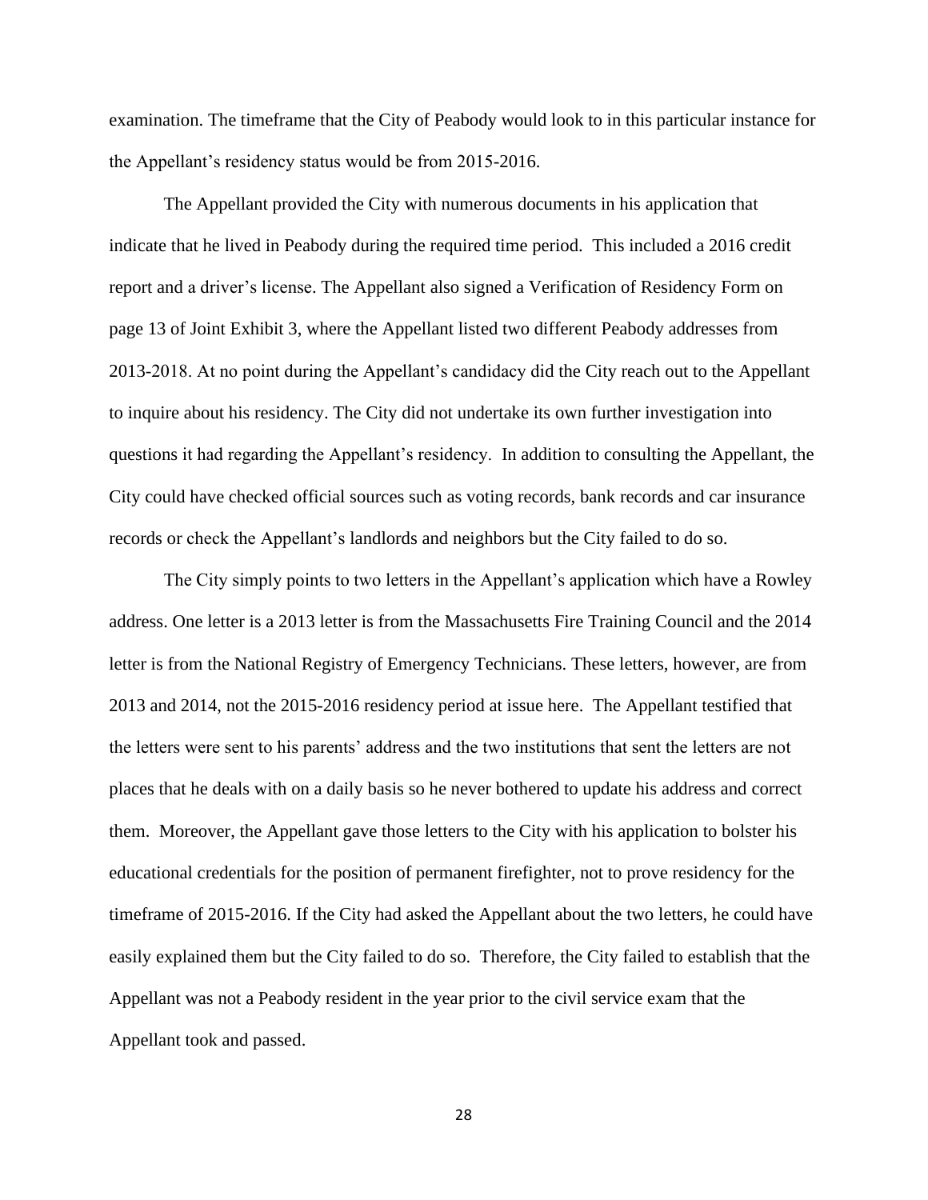examination. The timeframe that the City of Peabody would look to in this particular instance for the Appellant's residency status would be from 2015-2016.

The Appellant provided the City with numerous documents in his application that indicate that he lived in Peabody during the required time period. This included a 2016 credit report and a driver's license. The Appellant also signed a Verification of Residency Form on page 13 of Joint Exhibit 3, where the Appellant listed two different Peabody addresses from 2013-2018. At no point during the Appellant's candidacy did the City reach out to the Appellant to inquire about his residency. The City did not undertake its own further investigation into questions it had regarding the Appellant's residency. In addition to consulting the Appellant, the City could have checked official sources such as voting records, bank records and car insurance records or check the Appellant's landlords and neighbors but the City failed to do so.

The City simply points to two letters in the Appellant's application which have a Rowley address. One letter is a 2013 letter is from the Massachusetts Fire Training Council and the 2014 letter is from the National Registry of Emergency Technicians. These letters, however, are from 2013 and 2014, not the 2015-2016 residency period at issue here. The Appellant testified that the letters were sent to his parents' address and the two institutions that sent the letters are not places that he deals with on a daily basis so he never bothered to update his address and correct them. Moreover, the Appellant gave those letters to the City with his application to bolster his educational credentials for the position of permanent firefighter, not to prove residency for the timeframe of 2015-2016. If the City had asked the Appellant about the two letters, he could have easily explained them but the City failed to do so. Therefore, the City failed to establish that the Appellant was not a Peabody resident in the year prior to the civil service exam that the Appellant took and passed.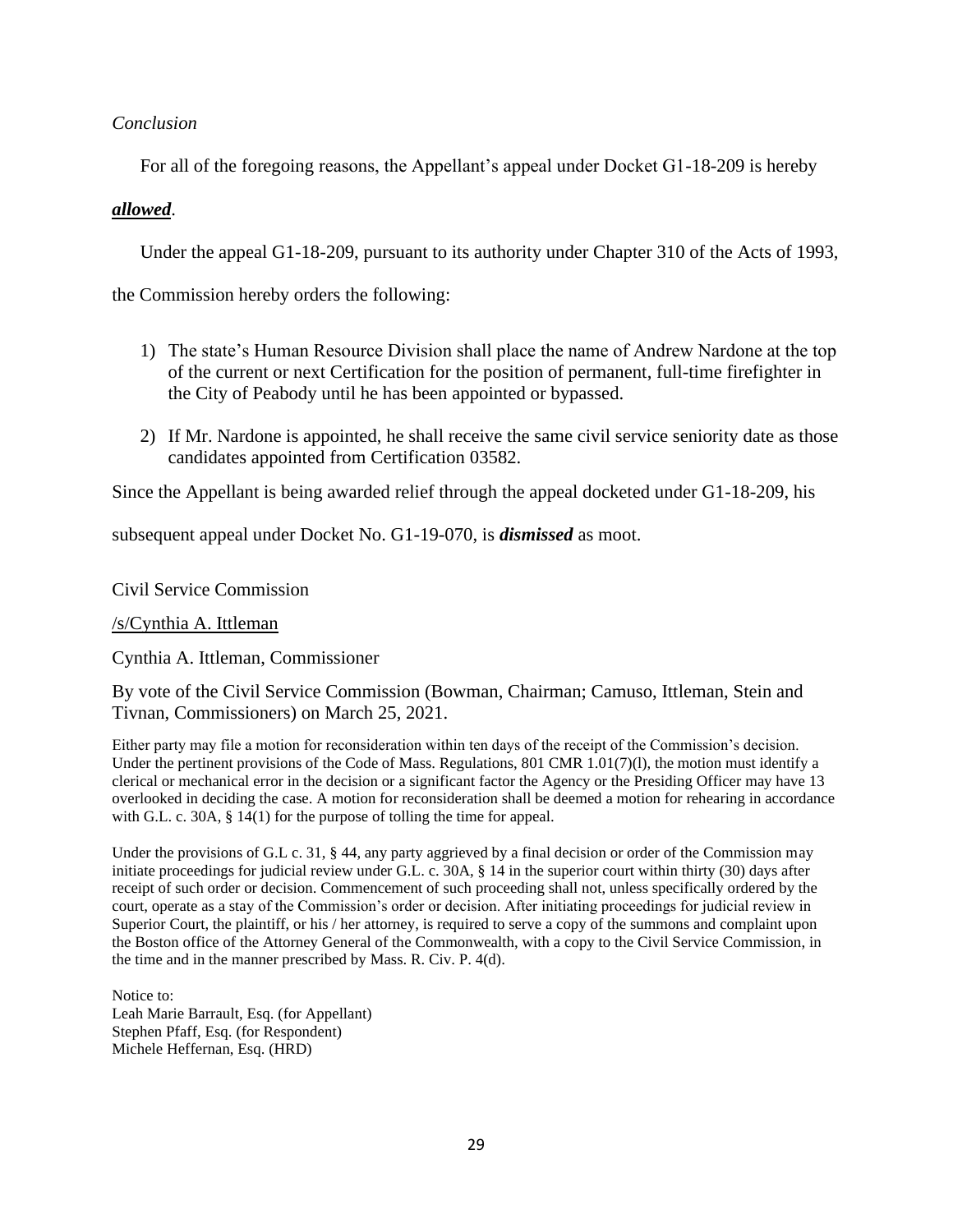*Conclusion*

For all of the foregoing reasons, the Appellant's appeal under Docket G1-18-209 is hereby

***allowed***.

Under the appeal G1-18-209, pursuant to its authority under Chapter 310 of the Acts of 1993, the Commission hereby orders the following:

1) The state's Human Resource Division shall place the name of Andrew Nardone at the top of the current or next Certification for the position of permanent, full-time firefighter in the City of Peabody until he has been appointed or bypassed.
2) If Mr. Nardone is appointed, he shall receive the same civil service seniority date as those candidates appointed from Certification 03582.

Since the Appellant is being awarded relief through the appeal docketed under G1-18-209, his subsequent appeal under Docket No. G1-19-070, is ***dismissed*** as moot.

Civil Service Commission

/s/Cynthia A. Ittleman

Cynthia A. Ittleman, Commissioner

By vote of the Civil Service Commission (Bowman, Chairman; Camuso, Ittleman, Stein and Tivnan, Commissioners) on March 25, 2021.

Either party may file a motion for reconsideration within ten days of the receipt of the Commission's decision. Under the pertinent provisions of the Code of Mass. Regulations, 801 CMR 1.01(7)(l), the motion must identify a clerical or mechanical error in the decision or a significant factor the Agency or the Presiding Officer may have 13 overlooked in deciding the case. A motion for reconsideration shall be deemed a motion for rehearing in accordance with G.L. c. 30A, § 14(1) for the purpose of tolling the time for appeal.

Under the provisions of G.L c. 31, § 44, any party aggrieved by a final decision or order of the Commission may initiate proceedings for judicial review under G.L. c. 30A, § 14 in the superior court within thirty (30) days after receipt of such order or decision. Commencement of such proceeding shall not, unless specifically ordered by the court, operate as a stay of the Commission's order or decision. After initiating proceedings for judicial review in Superior Court, the plaintiff, or his / her attorney, is required to serve a copy of the summons and complaint upon the Boston office of the Attorney General of the Commonwealth, with a copy to the Civil Service Commission, in the time and in the manner prescribed by Mass. R. Civ. P. 4(d).

Notice to:
Leah Marie Barrault, Esq. (for Appellant)
Stephen Pfaff, Esq. (for Respondent)
Michele Heffernan, Esq. (HRD)